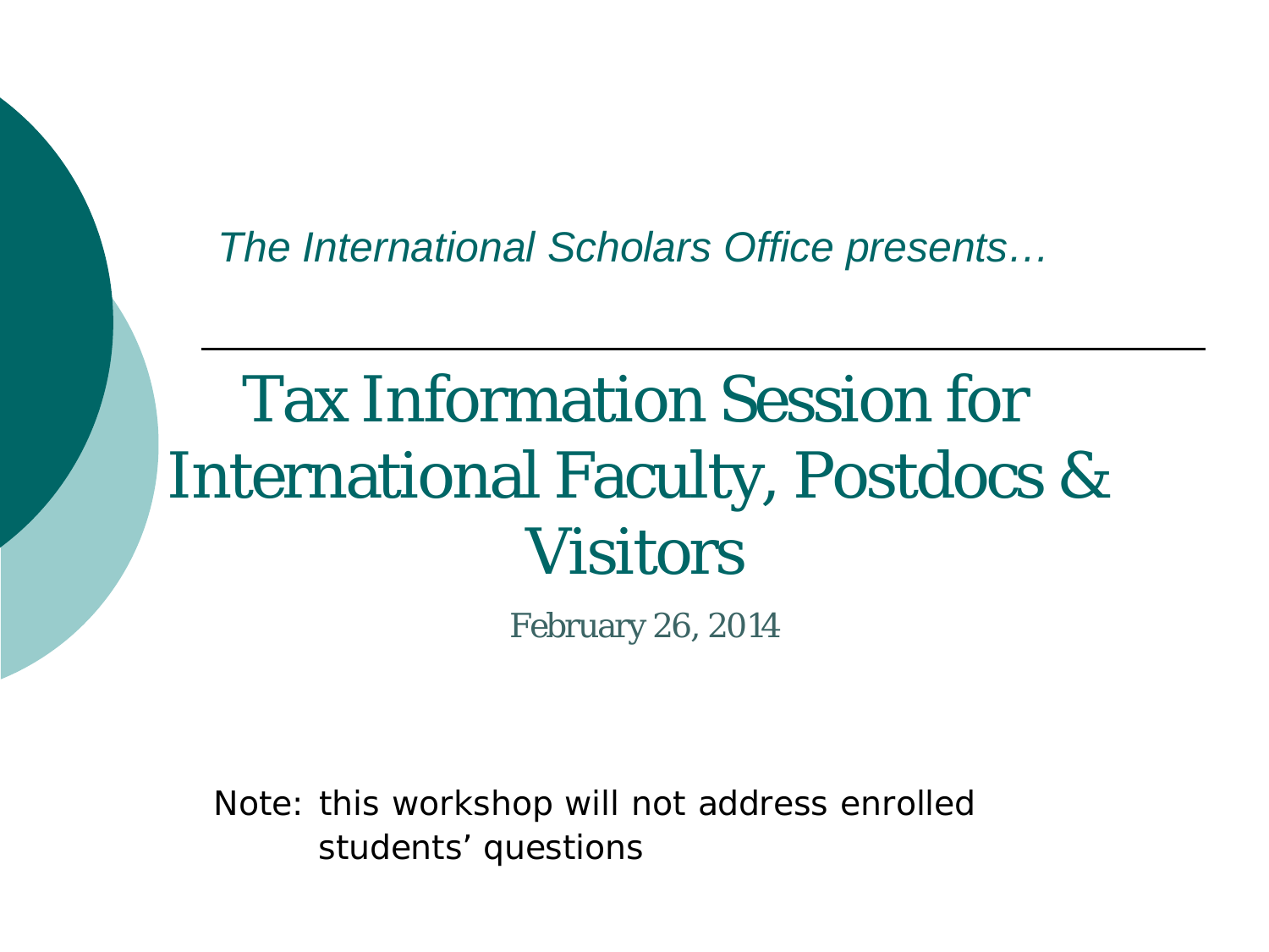*The International Scholars Office presents…*

# Tax Information Session for International Faculty, Postdocs & Visitors

February 26, 2014

Note: this workshop will not address enrolled students' questions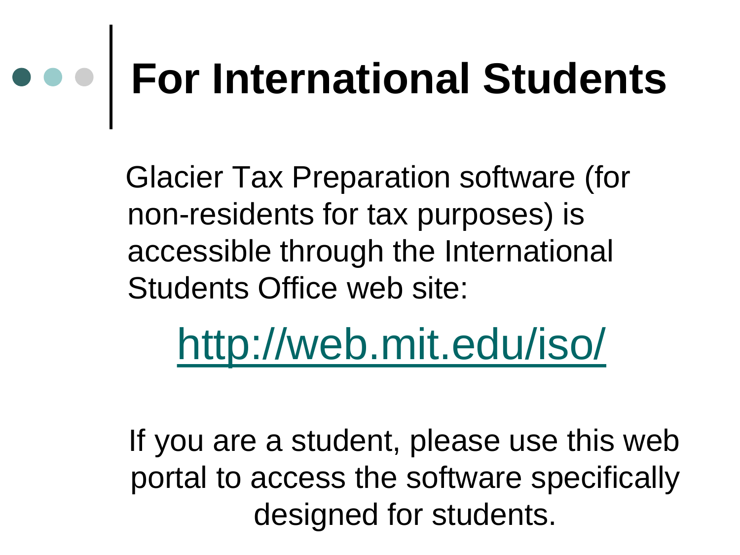# For International Students

Glacier Tax Preparation software (for non-residents for tax purposes) is accessible through the International Students Office web site:

http://web.mit.edu/iso/

If you are a student, please use this web portal to access the software specifically designed for students.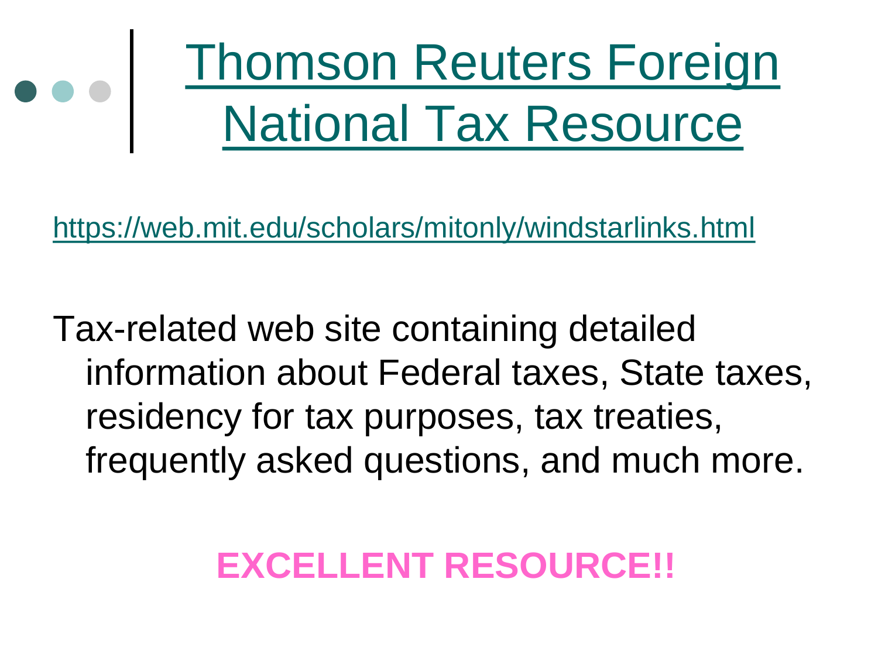# [Thomson Reuters Foreign National Tax Resource](https://web.mit.edu/scholars/mitonly/windstarlinks.html)

[https://web.mit.edu/scholars/mitonly/windstarlinks.html](https://web.mit.edu/scholars/mitonly/windstarlinks.html)

Tax-related web site containing detailed information about Federal taxes, State taxes, residency for tax purposes, tax treaties, frequently asked questions, and much more.

**EXCELLENT RESOURCE!!**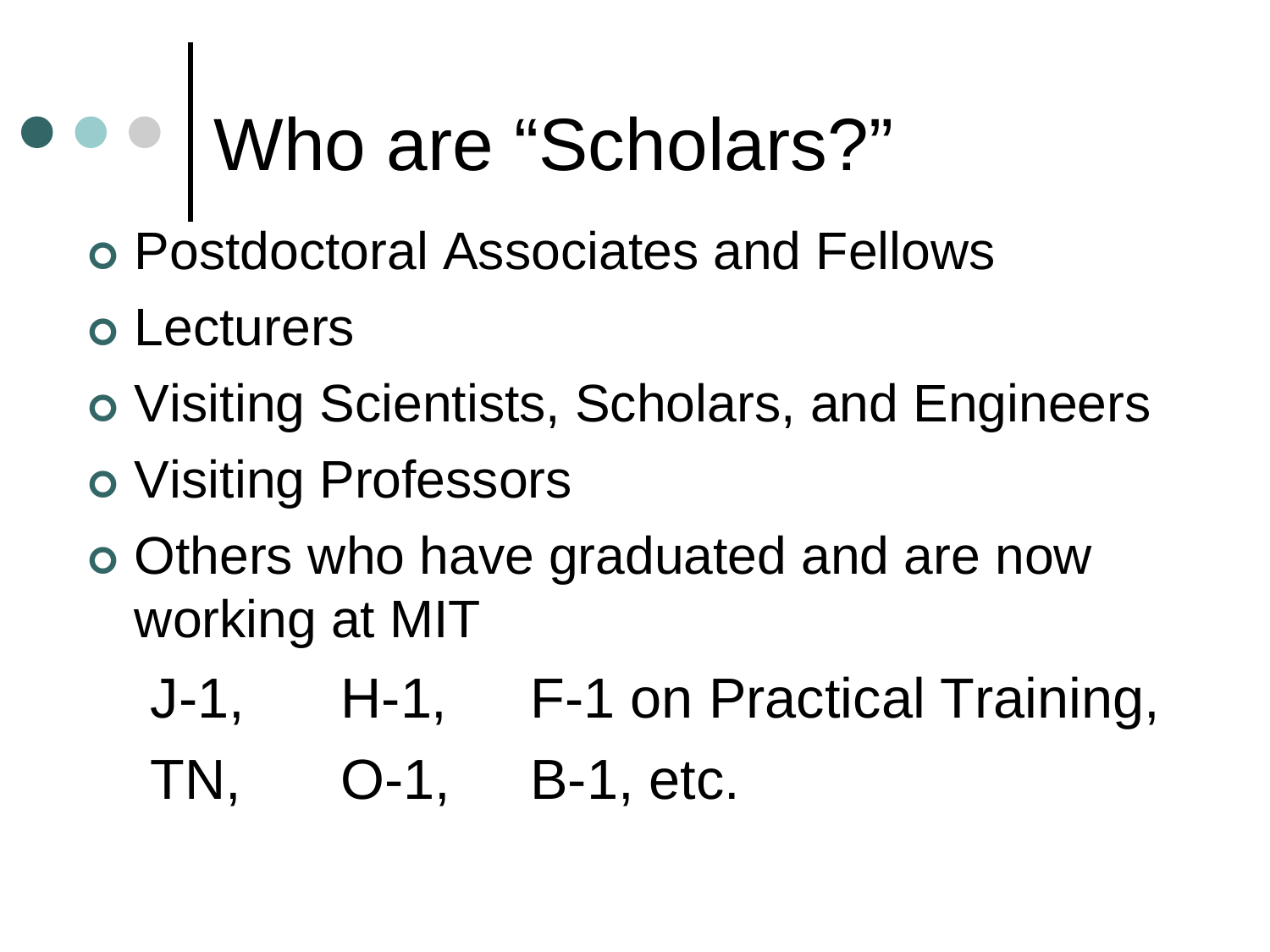# Who are "Scholars?"

- Postdoctoral Associates and Fellows
- Lecturers
- Visiting Scientists, Scholars, and Engineers
- Visiting Professors
- Others who have graduated and are now working at MIT

  J-1, H-1, F-1 on Practical Training,

  TN, O-1, B-1, etc.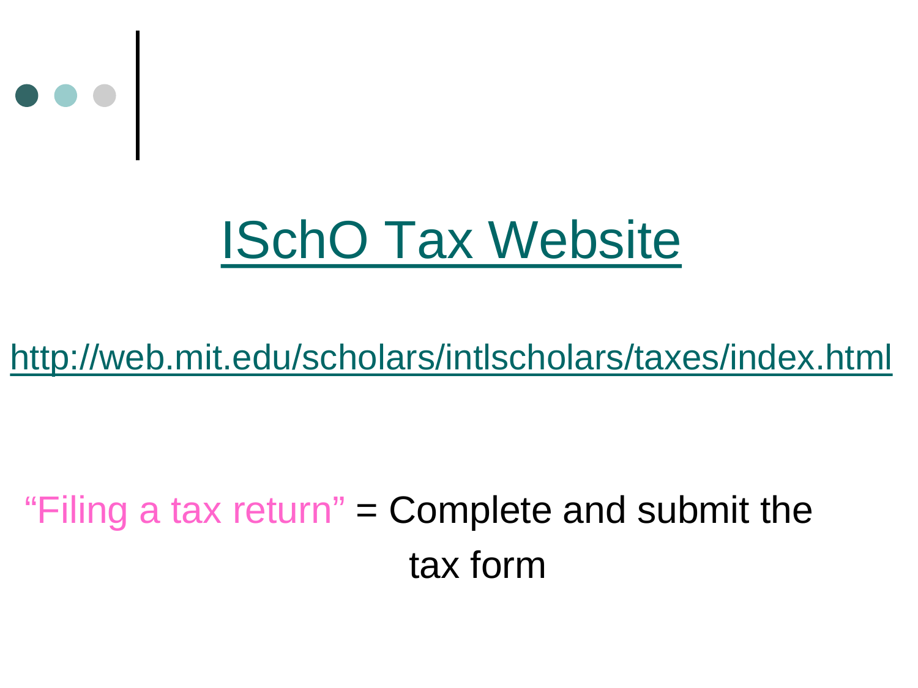# ISchO Tax Website

http://web.mit.edu/scholars/intlscholars/taxes/index.html

“Filing a tax return” = Complete and submit the tax form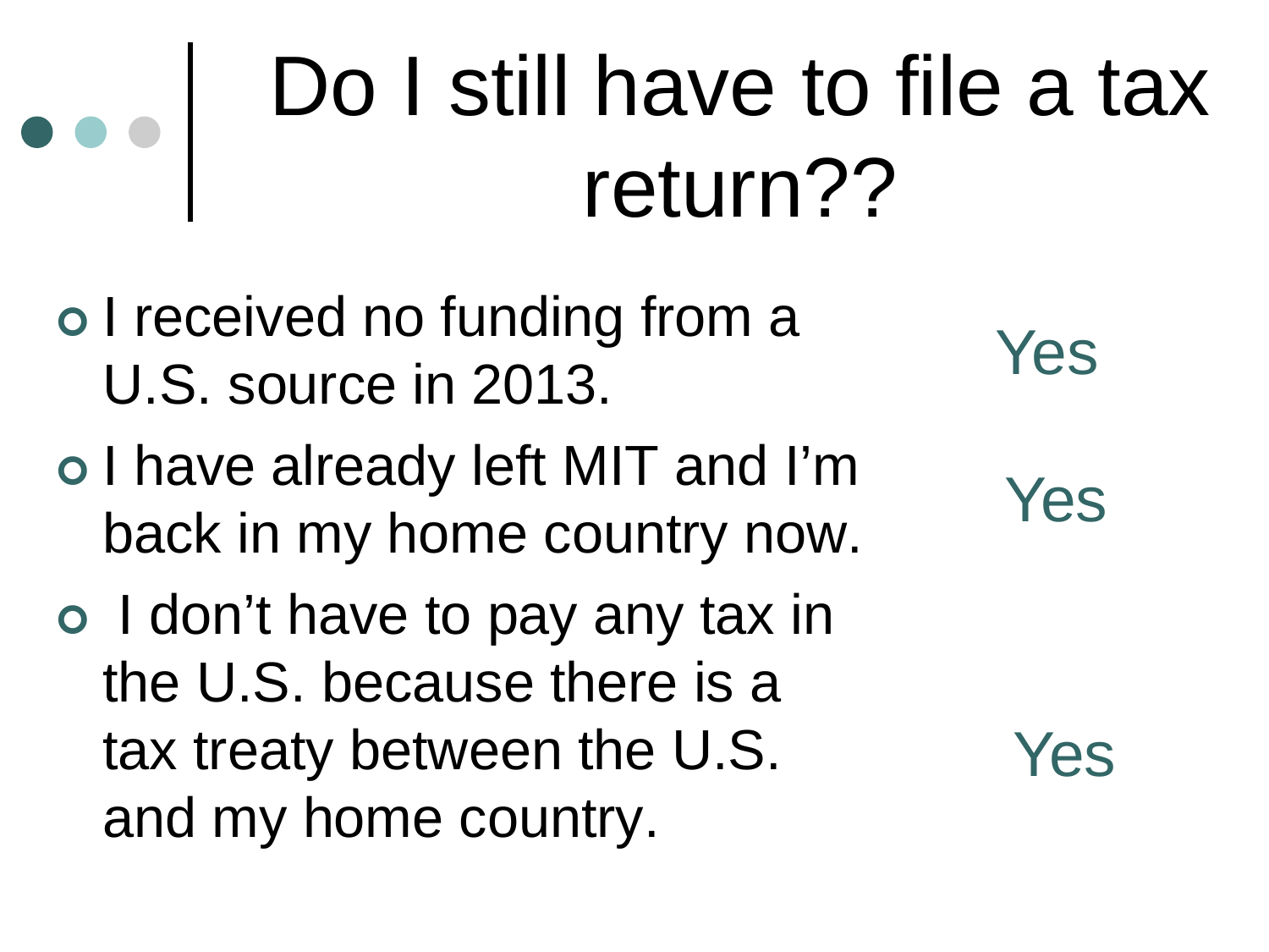# Do I still have to file a tax return??

- I received no funding from a U.S. source in 2013. — Yes
- I have already left MIT and I'm back in my home country now. — Yes
- I don't have to pay any tax in the U.S. because there is a tax treaty between the U.S. and my home country. — Yes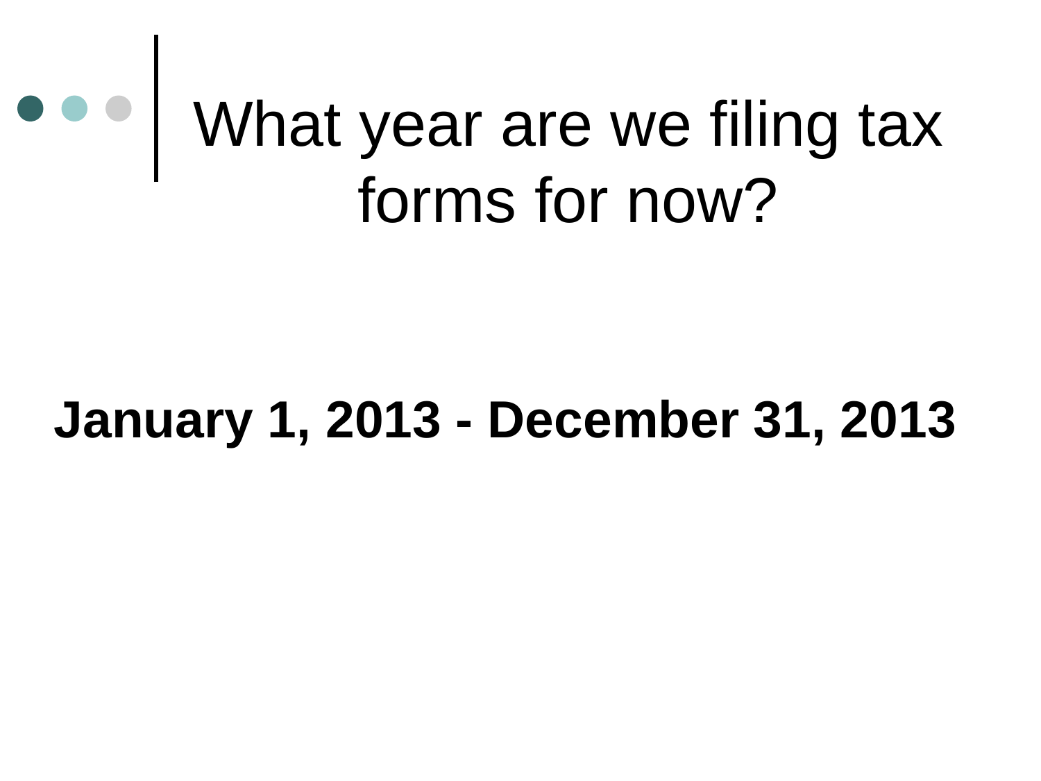# What year are we filing tax forms for now?

**January 1, 2013 - December 31, 2013**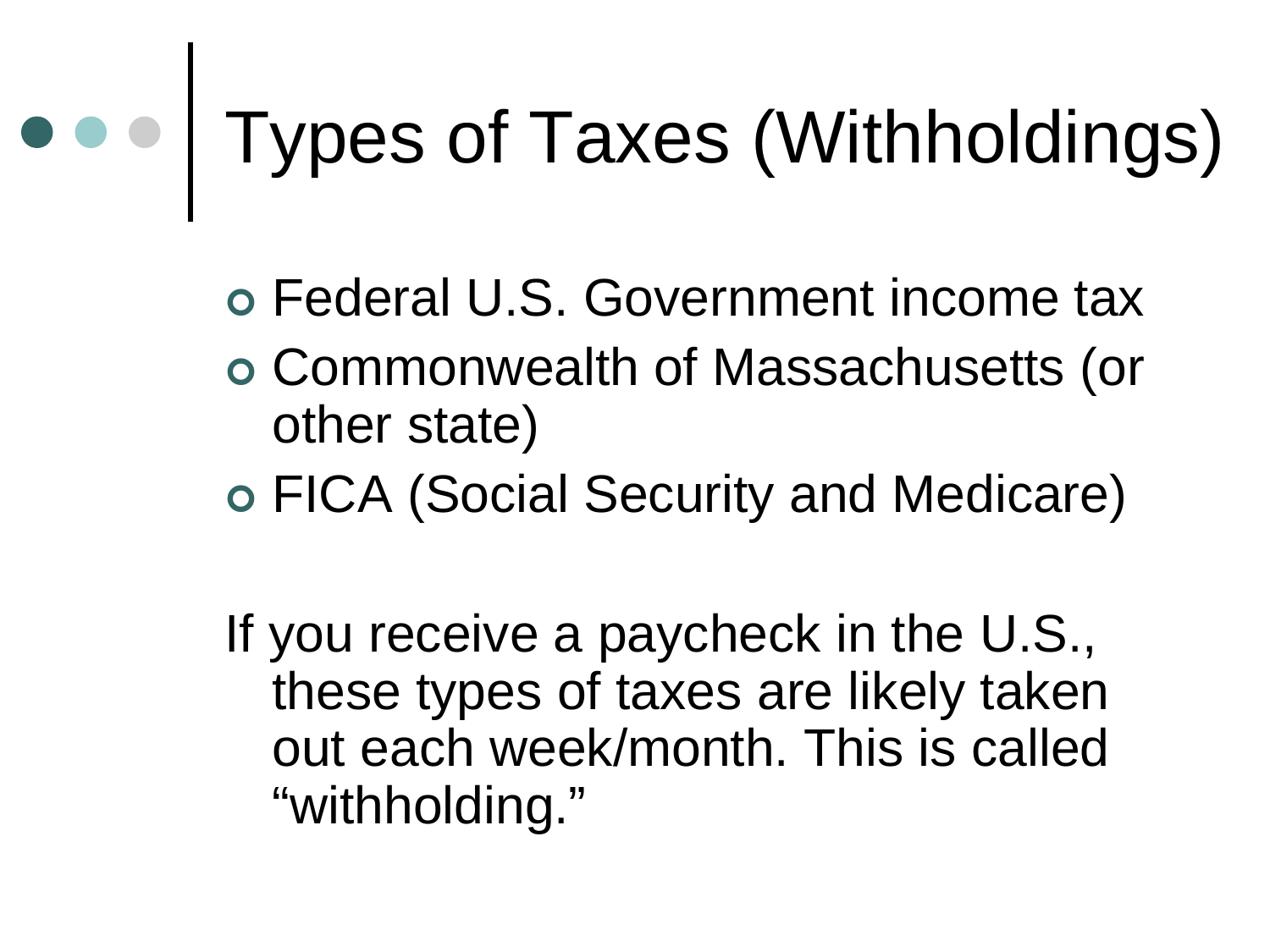# Types of Taxes (Withholdings)

- Federal U.S. Government income tax
- Commonwealth of Massachusetts (or other state)
- FICA (Social Security and Medicare)

If you receive a paycheck in the U.S., these types of taxes are likely taken out each week/month. This is called "withholding."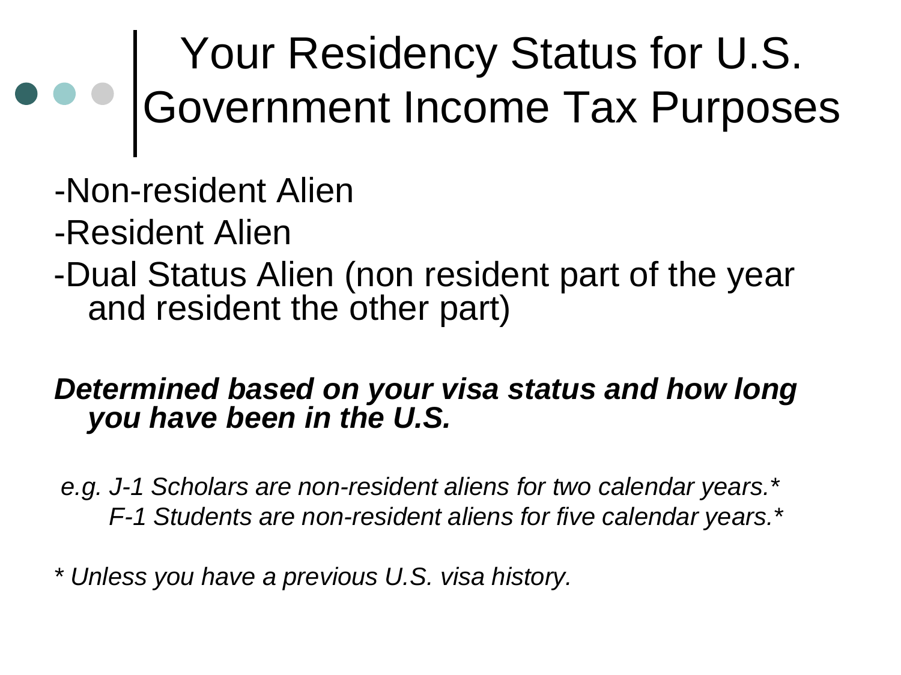# Your Residency Status for U.S. Government Income Tax Purposes

-Non-resident Alien

-Resident Alien

-Dual Status Alien (non resident part of the year and resident the other part)

***Determined based on your visa status and how long you have been in the U.S.***

*e.g. J-1 Scholars are non-resident aliens for two calendar years.**
*F-1 Students are non-resident aliens for five calendar years.**

** Unless you have a previous U.S. visa history.*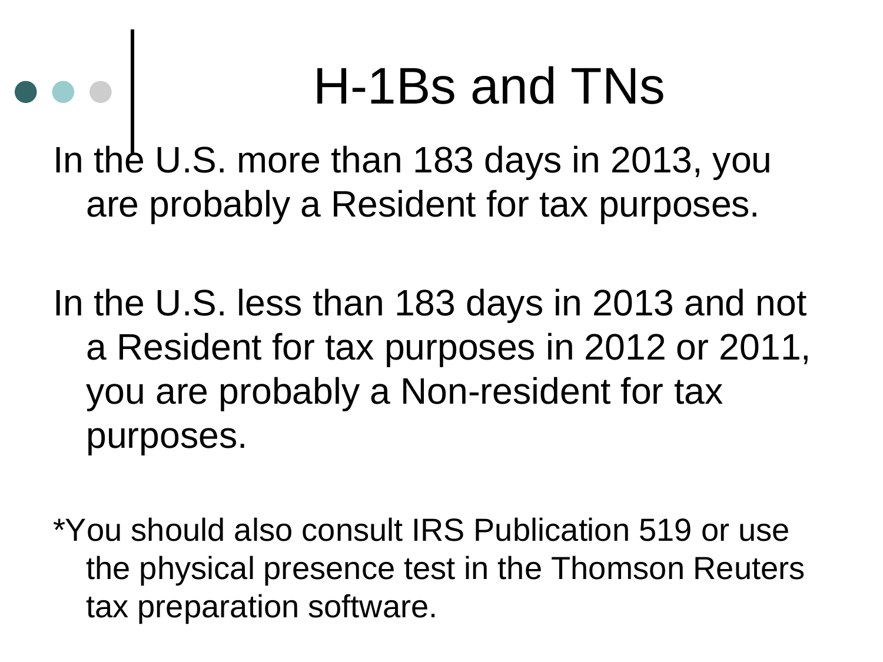# H-1Bs and TNs

In the U.S. more than 183 days in 2013, you are probably a Resident for tax purposes.

In the U.S. less than 183 days in 2013 and not a Resident for tax purposes in 2012 or 2011, you are probably a Non-resident for tax purposes.

*You should also consult IRS Publication 519 or use the physical presence test in the Thomson Reuters tax preparation software.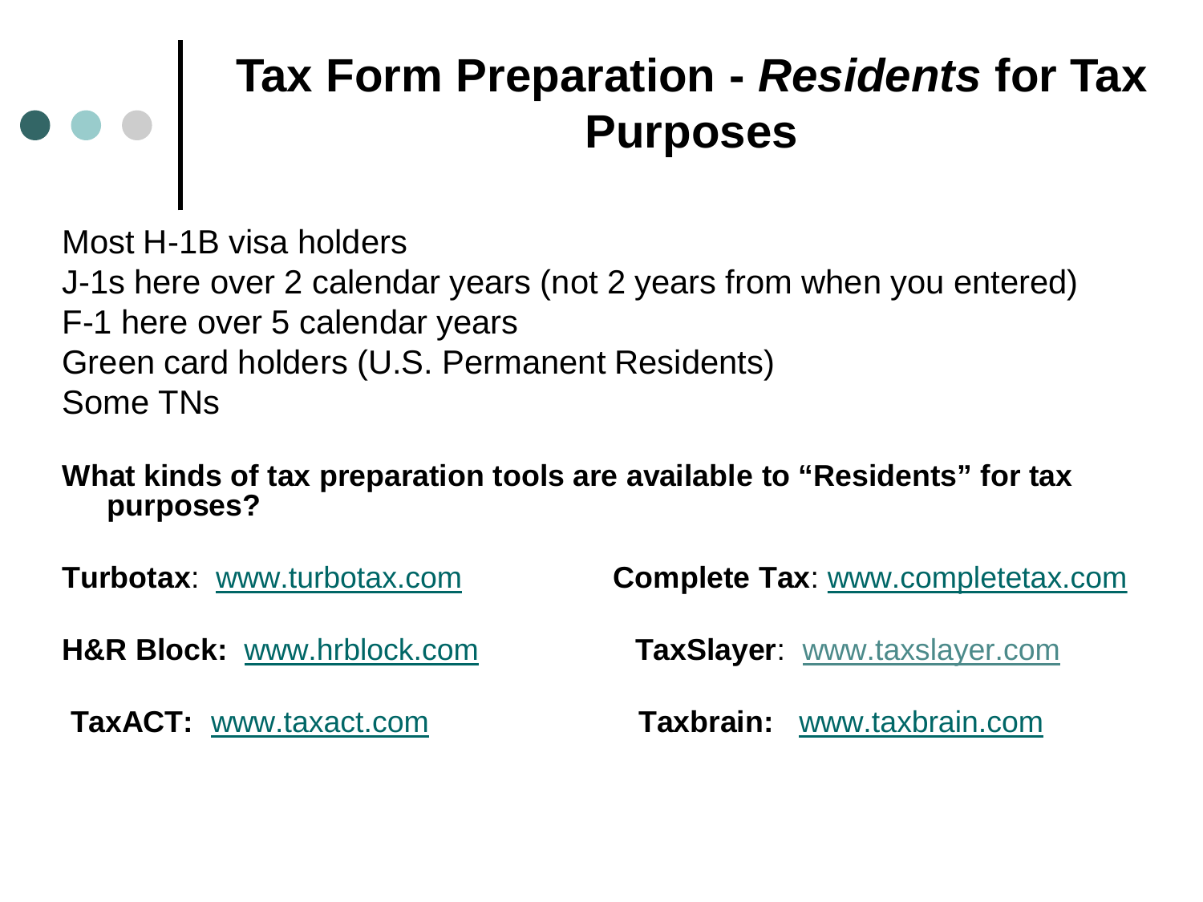# Tax Form Preparation - *Residents* for Tax Purposes

Most H-1B visa holders
J-1s here over 2 calendar years (not 2 years from when you entered)
F-1 here over 5 calendar years
Green card holders (U.S. Permanent Residents)
Some TNs

**What kinds of tax preparation tools are available to "Residents" for tax purposes?**

**Turbotax**: www.turbotax.com

**H&R Block:** www.hrblock.com

**TaxACT:** www.taxact.com

**Complete Tax**: www.completetax.com

**TaxSlayer**: www.taxslayer.com

**Taxbrain:** www.taxbrain.com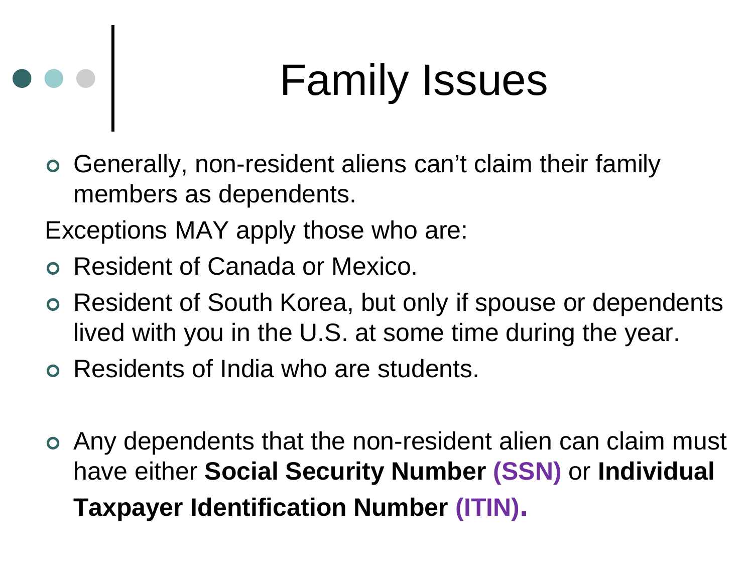# Family Issues

- Generally, non-resident aliens can't claim their family members as dependents.

Exceptions MAY apply those who are:

- Resident of Canada or Mexico.
- Resident of South Korea, but only if spouse or dependents lived with you in the U.S. at some time during the year.
- Residents of India who are students.

- Any dependents that the non-resident alien can claim must have either **Social Security Number (SSN)** or **Individual Taxpayer Identification Number (ITIN).**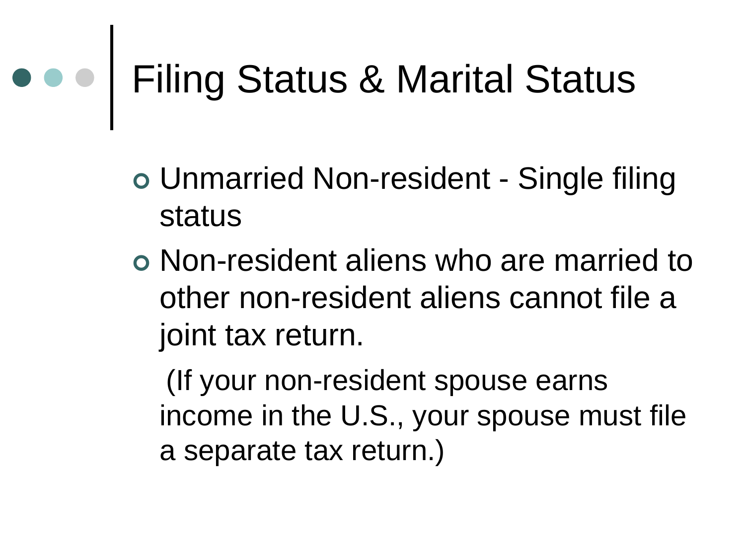# Filing Status & Marital Status

- Unmarried Non-resident - Single filing status
- Non-resident aliens who are married to other non-resident aliens cannot file a joint tax return.

  (If your non-resident spouse earns income in the U.S., your spouse must file a separate tax return.)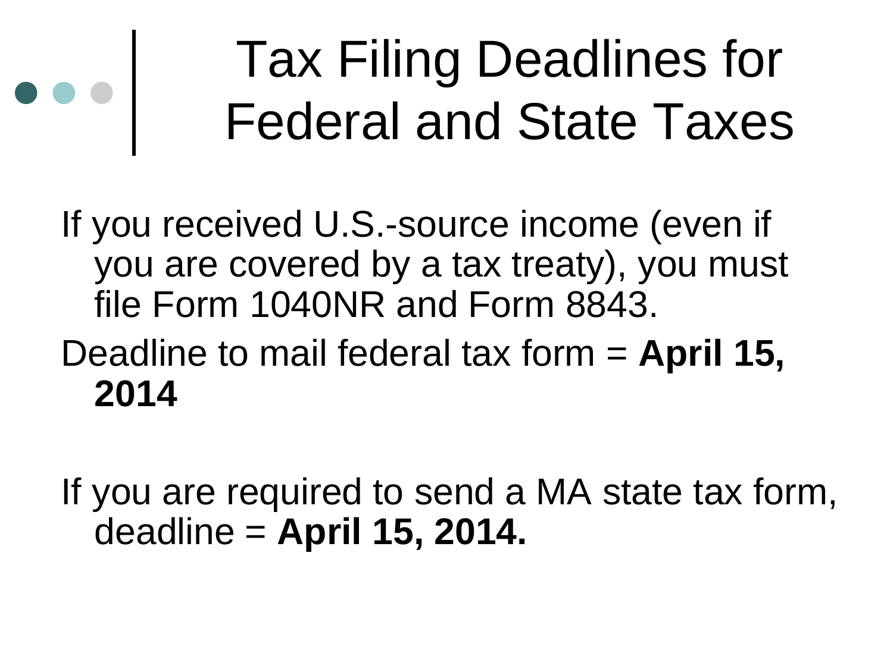# Tax Filing Deadlines for Federal and State Taxes

If you received U.S.-source income (even if you are covered by a tax treaty), you must file Form 1040NR and Form 8843.

Deadline to mail federal tax form = **April 15, 2014**

If you are required to send a MA state tax form, deadline = **April 15, 2014.**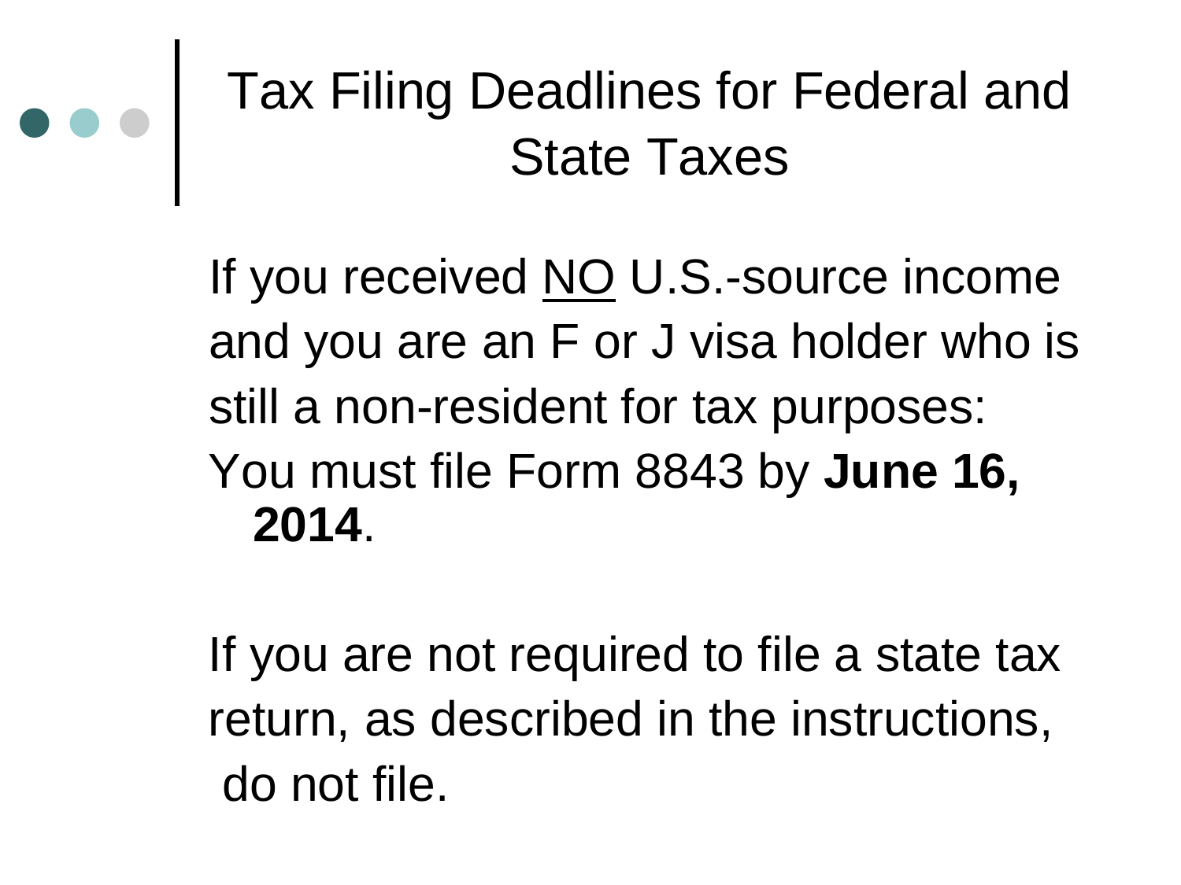# Tax Filing Deadlines for Federal and State Taxes

If you received <u>NO</u> U.S.-source income and you are an F or J visa holder who is still a non-resident for tax purposes:

You must file Form 8843 by **June 16, 2014**.

If you are not required to file a state tax return, as described in the instructions, do not file.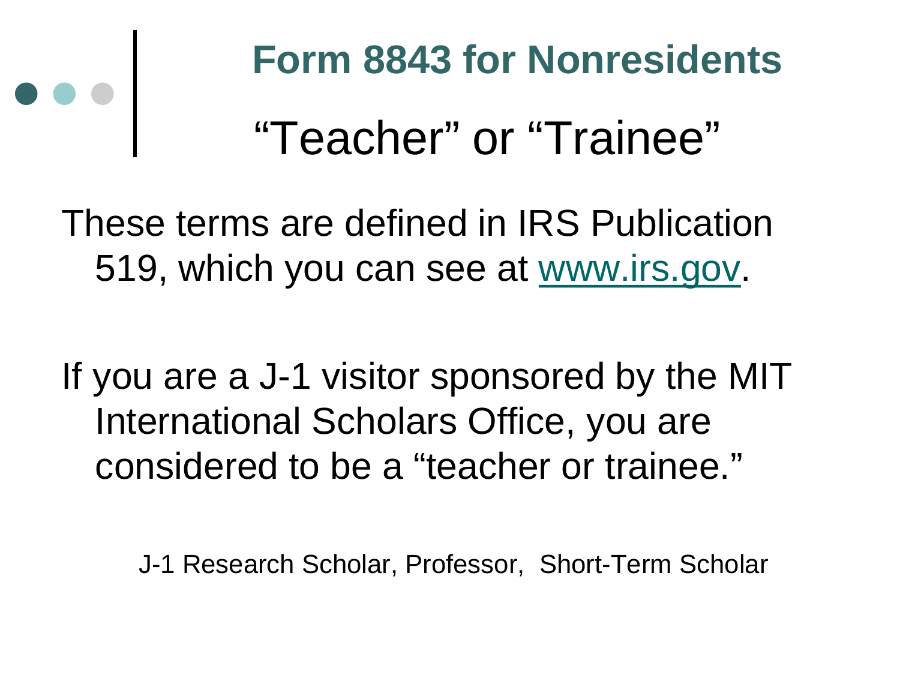# Form 8843 for Nonresidents

## "Teacher" or "Trainee"

These terms are defined in IRS Publication 519, which you can see at www.irs.gov.

If you are a J-1 visitor sponsored by the MIT International Scholars Office, you are considered to be a "teacher or trainee."

J-1 Research Scholar, Professor, Short-Term Scholar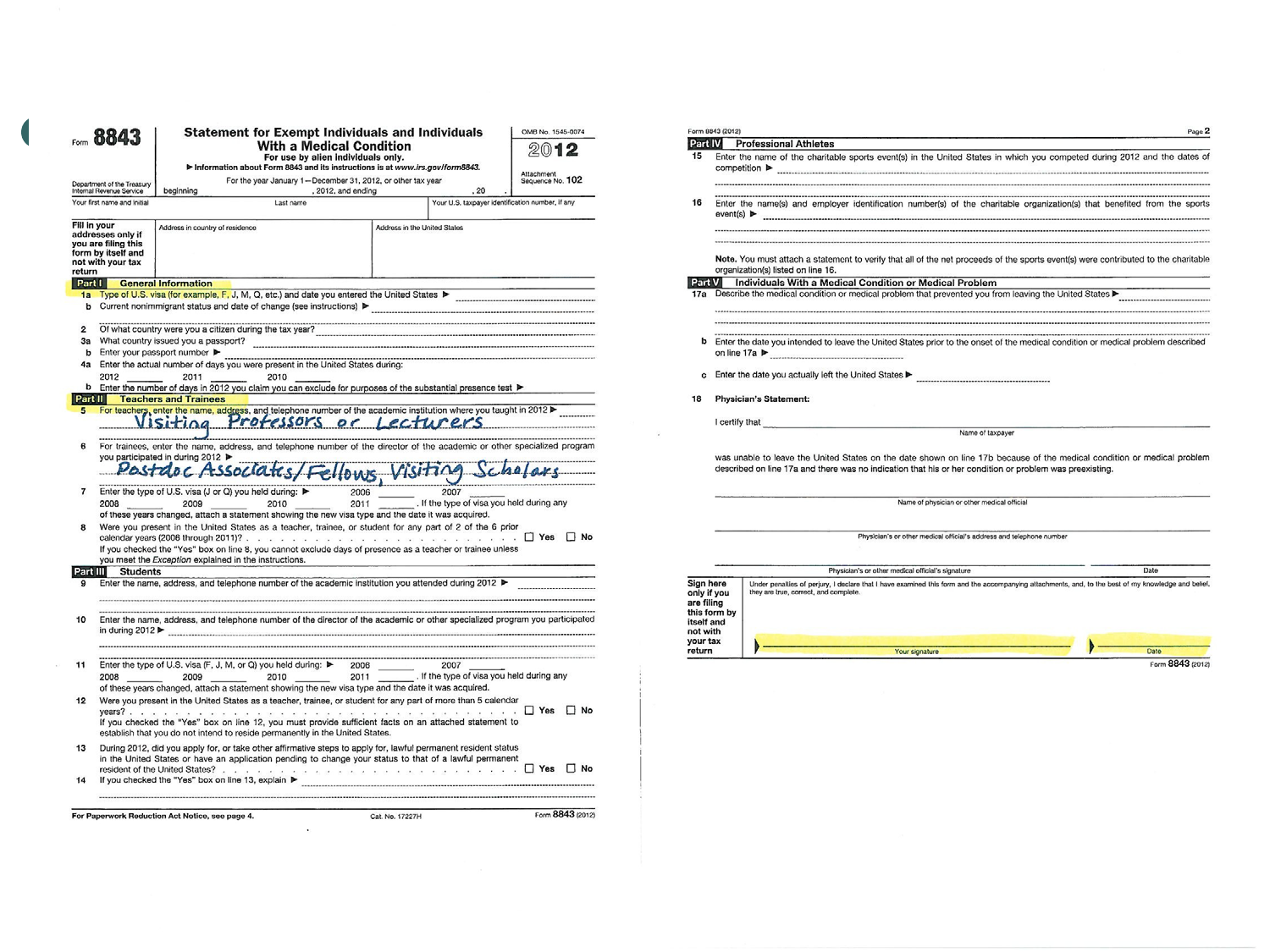Form **8843**

Department of the Treasury
Internal Revenue Service

# Statement for Exempt Individuals and Individuals With a Medical Condition

**For use by alien individuals only.**

▶ Information about Form 8843 and its instructions is at *www.irs.gov/form8843*.

For the year January 1—December 31, 2012, or other tax year beginning , 2012, and ending , 20 .

OMB No. 1545-0074

**2012**

Attachment Sequence No. **102**

| Your first name and initial | Last name | Your U.S. taxpayer identification number, if any |
|---|---|---|
| | | |

| Fill in your addresses only if you are filing this form by itself and not with your tax return | Address in country of residence | Address in the United States |
|---|---|---|
| | | |

## Part I General Information

**1a** Type of U.S. visa (for example, F, J, M, Q, etc.) and date you entered the United States ▶

**b** Current nonimmigrant status and date of change (see instructions) ▶

**2** Of what country were you a citizen during the tax year?

**3a** What country issued you a passport?

**b** Enter your passport number ▶

**4a** Enter the actual number of days you were present in the United States during:
2012 ______ 2011 ______ 2010 ______

**b** Enter the number of days in 2012 you claim you can exclude for purposes of the substantial presence test ▶

## Part II Teachers and Trainees

**5** For teachers, enter the name, address, and telephone number of the academic institution where you taught in 2012 ▶
Visiting Professors or Lecturers

**6** For trainees, enter the name, address, and telephone number of the director of the academic or other specialized program you participated in during 2012 ▶
Postdoc Associates/Fellows, Visiting Scholars

**7** Enter the type of U.S. visa (J or Q) you held during: ▶ 2006 ______ 2007 ______ 2008 ______ 2009 ______ 2010 ______ 2011 ______. If the type of visa you held during any of these years changed, attach a statement showing the new visa type and the date it was acquired.

**8** Were you present in the United States as a teacher, trainee, or student for any part of 2 of the 6 prior calendar years (2006 through 2011)? . . . . ☐ Yes ☐ No
If you checked the "Yes" box on line 8, you cannot exclude days of presence as a teacher or trainee unless you meet the *Exception* explained in the instructions.

## Part III Students

**9** Enter the name, address, and telephone number of the academic institution you attended during 2012 ▶

**10** Enter the name, address, and telephone number of the director of the academic or other specialized program you participated in during 2012 ▶

**11** Enter the type of U.S. visa (F, J, M, or Q) you held during: ▶ 2006 ______ 2007 ______ 2008 ______ 2009 ______ 2010 ______ 2011 ______. If the type of visa you held during any of these years changed, attach a statement showing the new visa type and the date it was acquired.

**12** Were you present in the United States as a teacher, trainee, or student for any part of more than 5 calendar years? . . . . ☐ Yes ☐ No
If you checked the "Yes" box on line 12, you must provide sufficient facts on an attached statement to establish that you do not intend to reside permanently in the United States.

**13** During 2012, did you apply for, or take other affirmative steps to apply for, lawful permanent resident status in the United States or have an application pending to change your status to that of a lawful permanent resident of the United States? . . . . ☐ Yes ☐ No

**14** If you checked the "Yes" box on line 13, explain ▶

For Paperwork Reduction Act Notice, see page 4. Cat. No. 17227H Form **8843** (2012)

---

Form 8843 (2012) Page **2**

## Part IV Professional Athletes

**15** Enter the name of the charitable sports event(s) in the United States in which you competed during 2012 and the dates of competition ▶

**16** Enter the name(s) and employer identification number(s) of the charitable organization(s) that benefited from the sports event(s) ▶

**Note.** You must attach a statement to verify that all of the net proceeds of the sports event(s) were contributed to the charitable organization(s) listed on line 16.

## Part V Individuals With a Medical Condition or Medical Problem

**17a** Describe the medical condition or medical problem that prevented you from leaving the United States ▶

**b** Enter the date you intended to leave the United States prior to the onset of the medical condition or medical problem described on line 17a ▶

**c** Enter the date you actually left the United States ▶

**18 Physician's Statement:**

I certify that ______________________
Name of taxpayer

was unable to leave the United States on the date shown on line 17b because of the medical condition or medical problem described on line 17a and there was no indication that his or her condition or problem was preexisting.

______________________
Name of physician or other medical official

______________________
Physician's or other medical official's address and telephone number

______________________ ______________________
Physician's or other medical official's signature Date

**Sign here only if you are filing this form by itself and not with your tax return**

Under penalties of perjury, I declare that I have examined this form and the accompanying attachments, and, to the best of my knowledge and belief, they are true, correct, and complete.

▶ ______________________ ▶ ______________________
Your signature Date

Form **8843** (2012)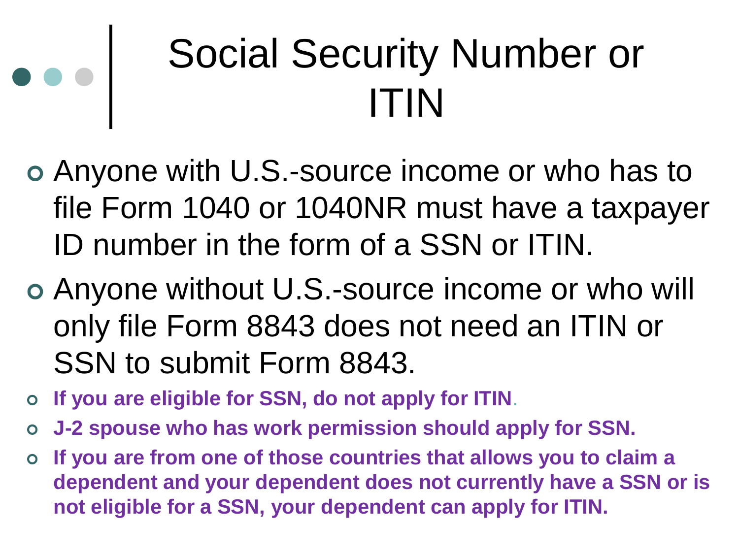# Social Security Number or ITIN

- Anyone with U.S.-source income or who has to file Form 1040 or 1040NR must have a taxpayer ID number in the form of a SSN or ITIN.
- Anyone without U.S.-source income or who will only file Form 8843 does not need an ITIN or SSN to submit Form 8843.
- **If you are eligible for SSN, do not apply for ITIN.**
- **J-2 spouse who has work permission should apply for SSN.**
- **If you are from one of those countries that allows you to claim a dependent and your dependent does not currently have a SSN or is not eligible for a SSN, your dependent can apply for ITIN.**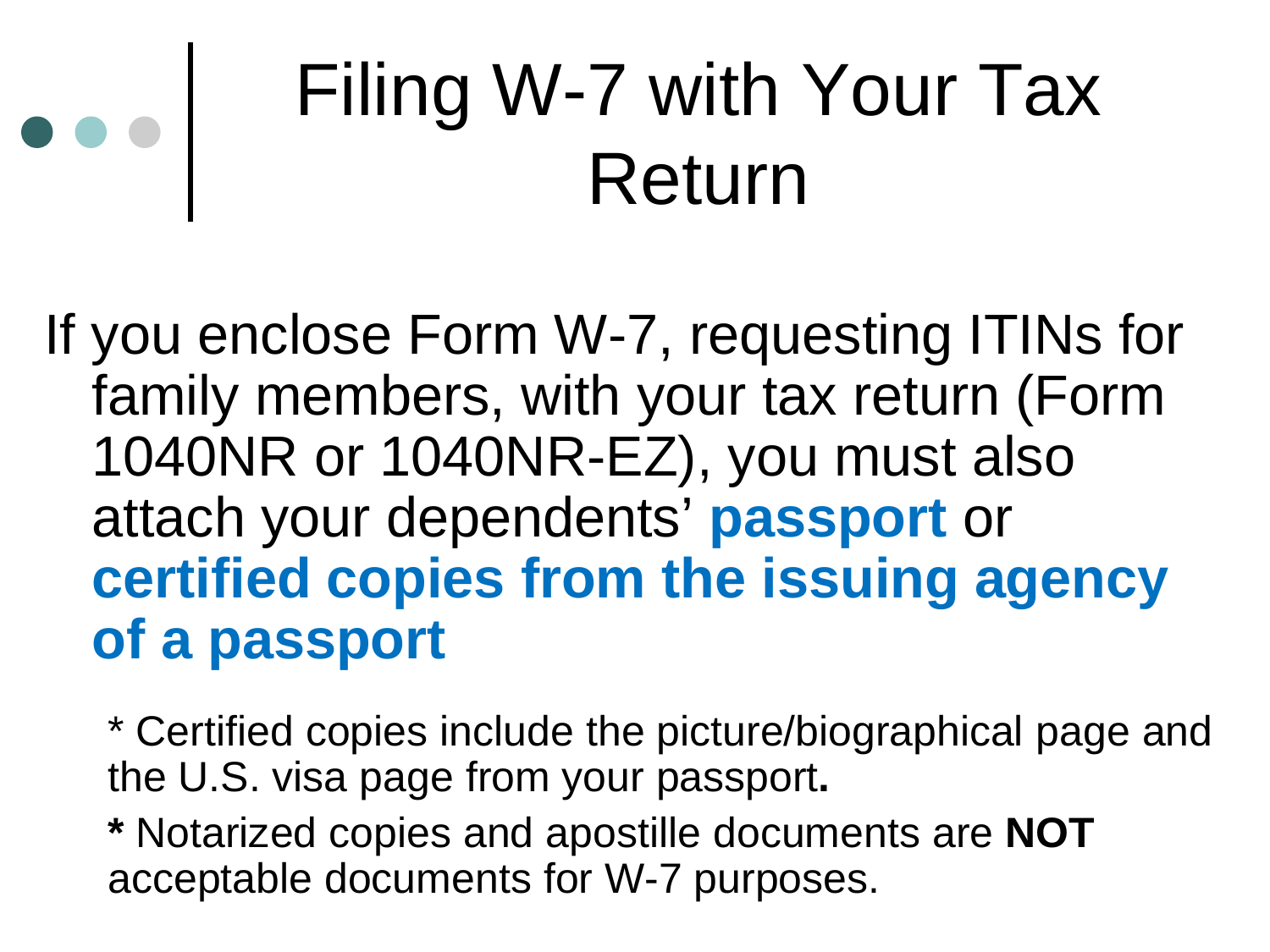# Filing W-7 with Your Tax Return

If you enclose Form W-7, requesting ITINs for family members, with your tax return (Form 1040NR or 1040NR-EZ), you must also attach your dependents' **passport** or **certified copies from the issuing agency of a passport**

\* Certified copies include the picture/biographical page and the U.S. visa page from your passport**.**

**\*** Notarized copies and apostille documents are **NOT** acceptable documents for W-7 purposes.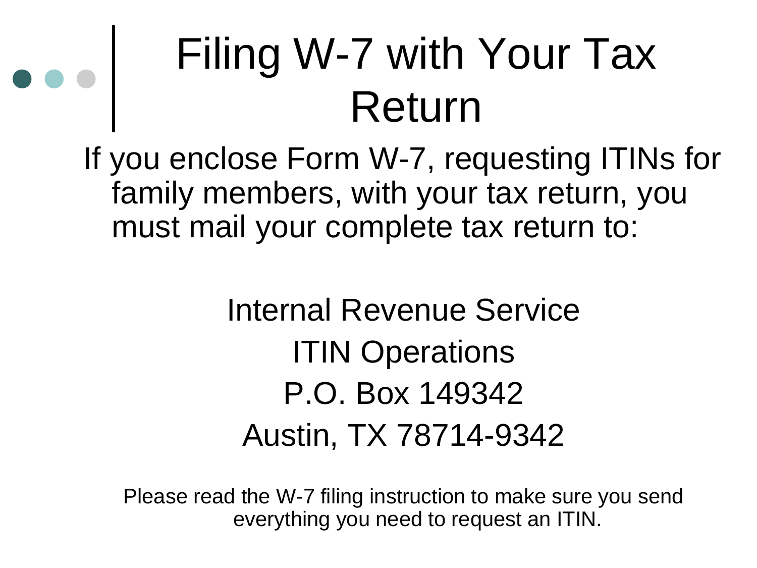# Filing W-7 with Your Tax Return

If you enclose Form W-7, requesting ITINs for family members, with your tax return, you must mail your complete tax return to:

Internal Revenue Service
ITIN Operations
P.O. Box 149342
Austin, TX 78714-9342

Please read the W-7 filing instruction to make sure you send everything you need to request an ITIN.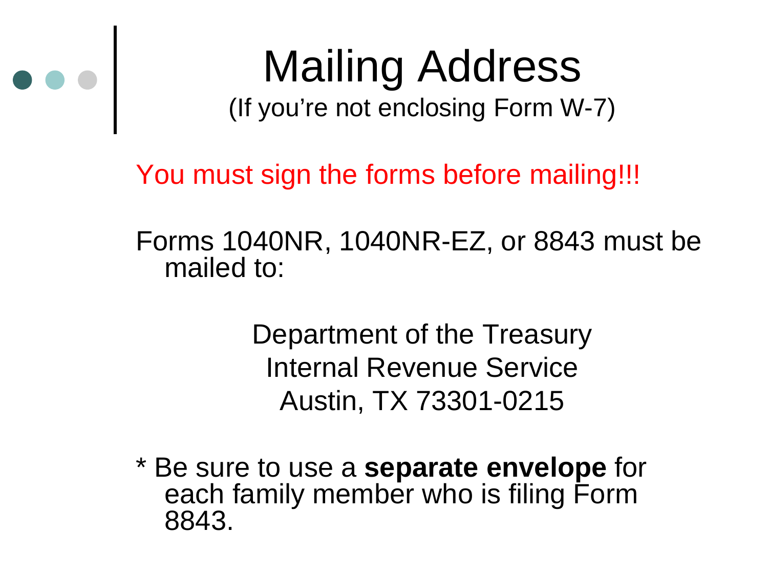# Mailing Address

(If you're not enclosing Form W-7)

You must sign the forms before mailing!!!

Forms 1040NR, 1040NR-EZ, or 8843 must be mailed to:

Department of the Treasury
Internal Revenue Service
Austin, TX 73301-0215

* Be sure to use a **separate envelope** for each family member who is filing Form 8843.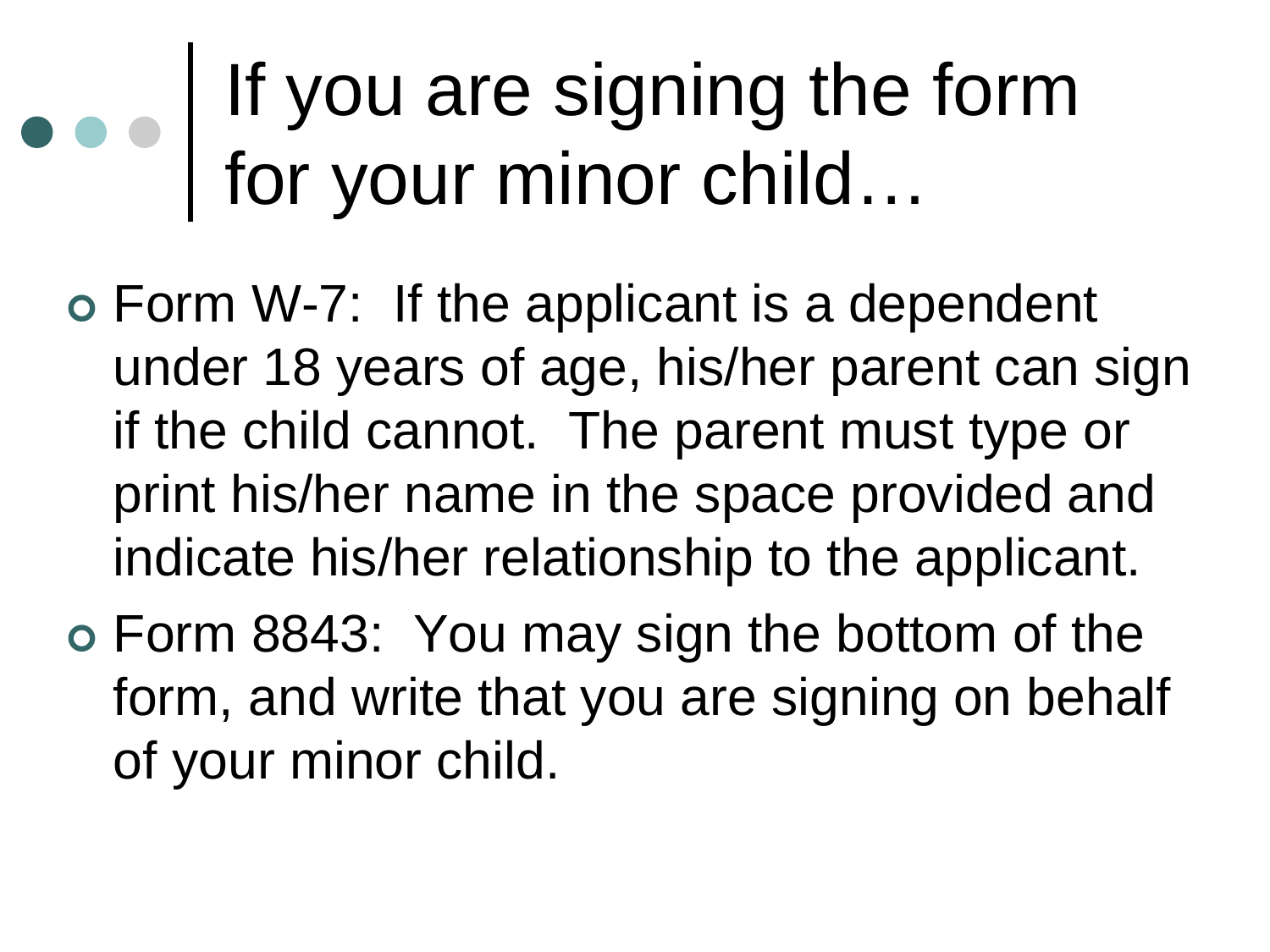# If you are signing the form for your minor child…

- Form W-7: If the applicant is a dependent under 18 years of age, his/her parent can sign if the child cannot. The parent must type or print his/her name in the space provided and indicate his/her relationship to the applicant.
- Form 8843: You may sign the bottom of the form, and write that you are signing on behalf of your minor child.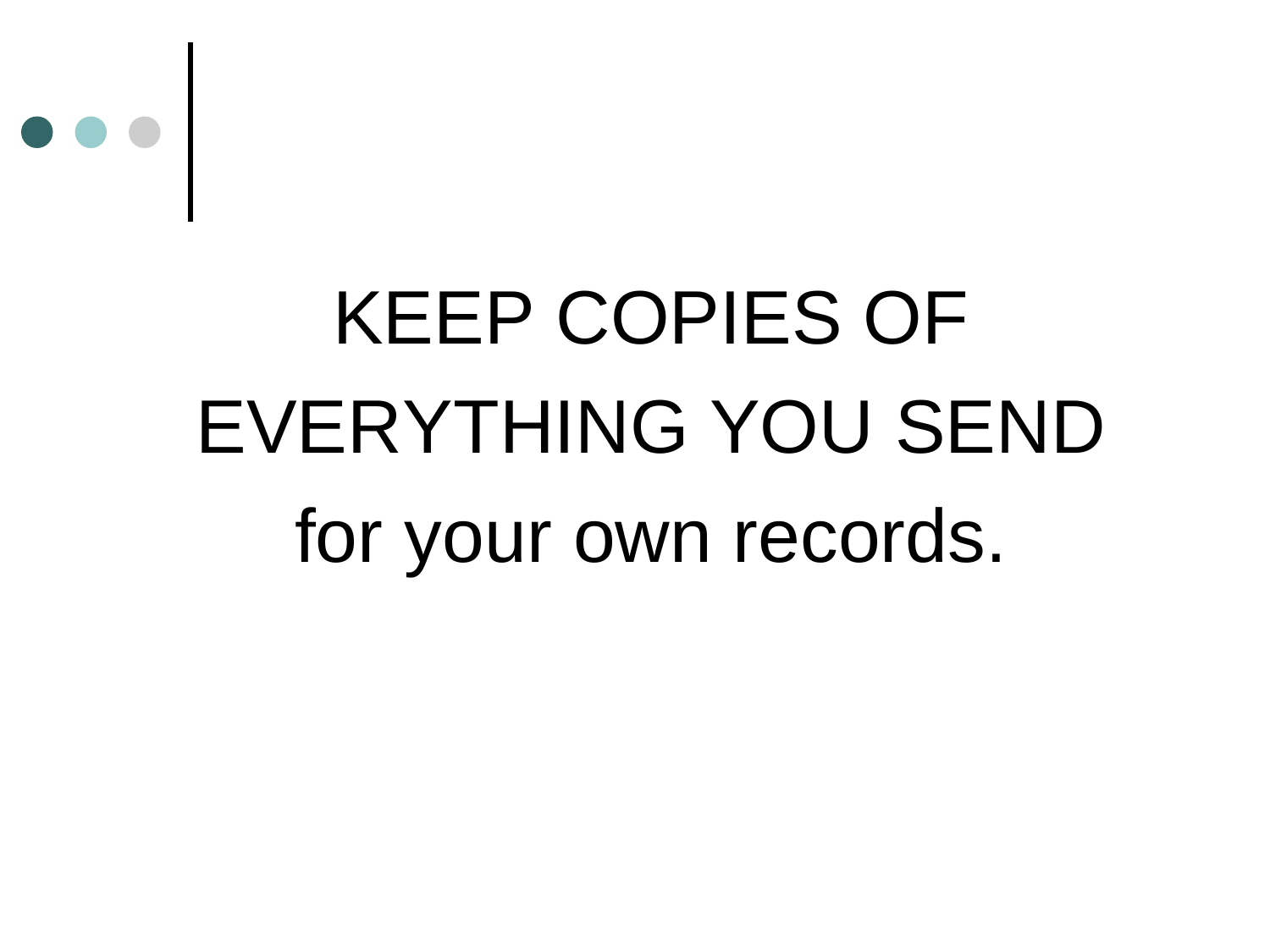KEEP COPIES OF EVERYTHING YOU SEND for your own records.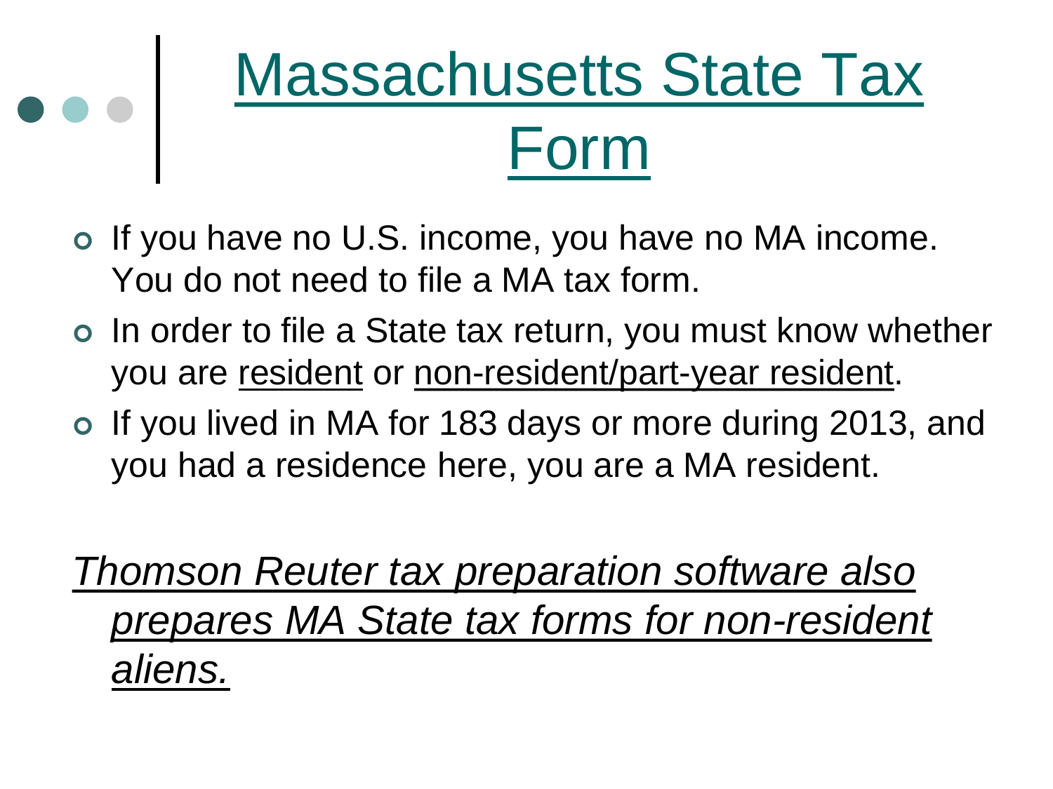# Massachusetts State Tax Form

- If you have no U.S. income, you have no MA income. You do not need to file a MA tax form.
- In order to file a State tax return, you must know whether you are resident or non-resident/part-year resident.
- If you lived in MA for 183 days or more during 2013, and you had a residence here, you are a MA resident.

*Thomson Reuter tax preparation software also prepares MA State tax forms for non-resident aliens.*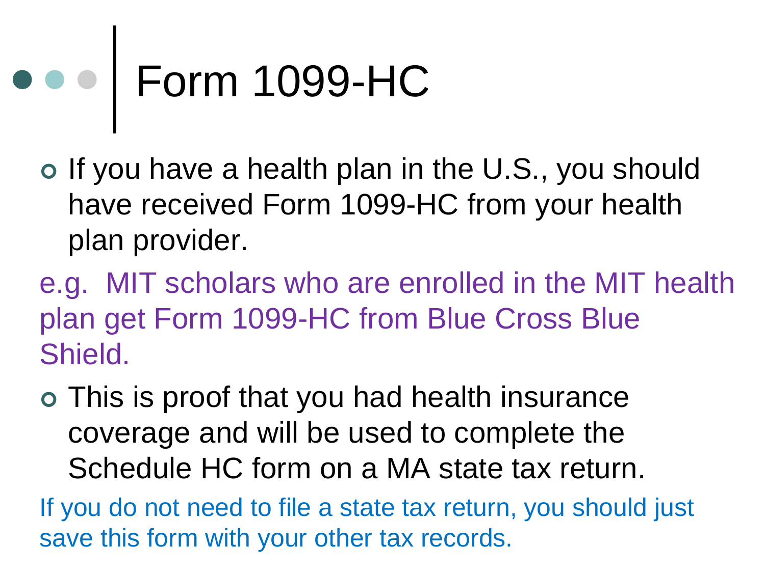# Form 1099-HC

- If you have a health plan in the U.S., you should have received Form 1099-HC from your health plan provider.

e.g. MIT scholars who are enrolled in the MIT health plan get Form 1099-HC from Blue Cross Blue Shield.

- This is proof that you had health insurance coverage and will be used to complete the Schedule HC form on a MA state tax return.

If you do not need to file a state tax return, you should just save this form with your other tax records.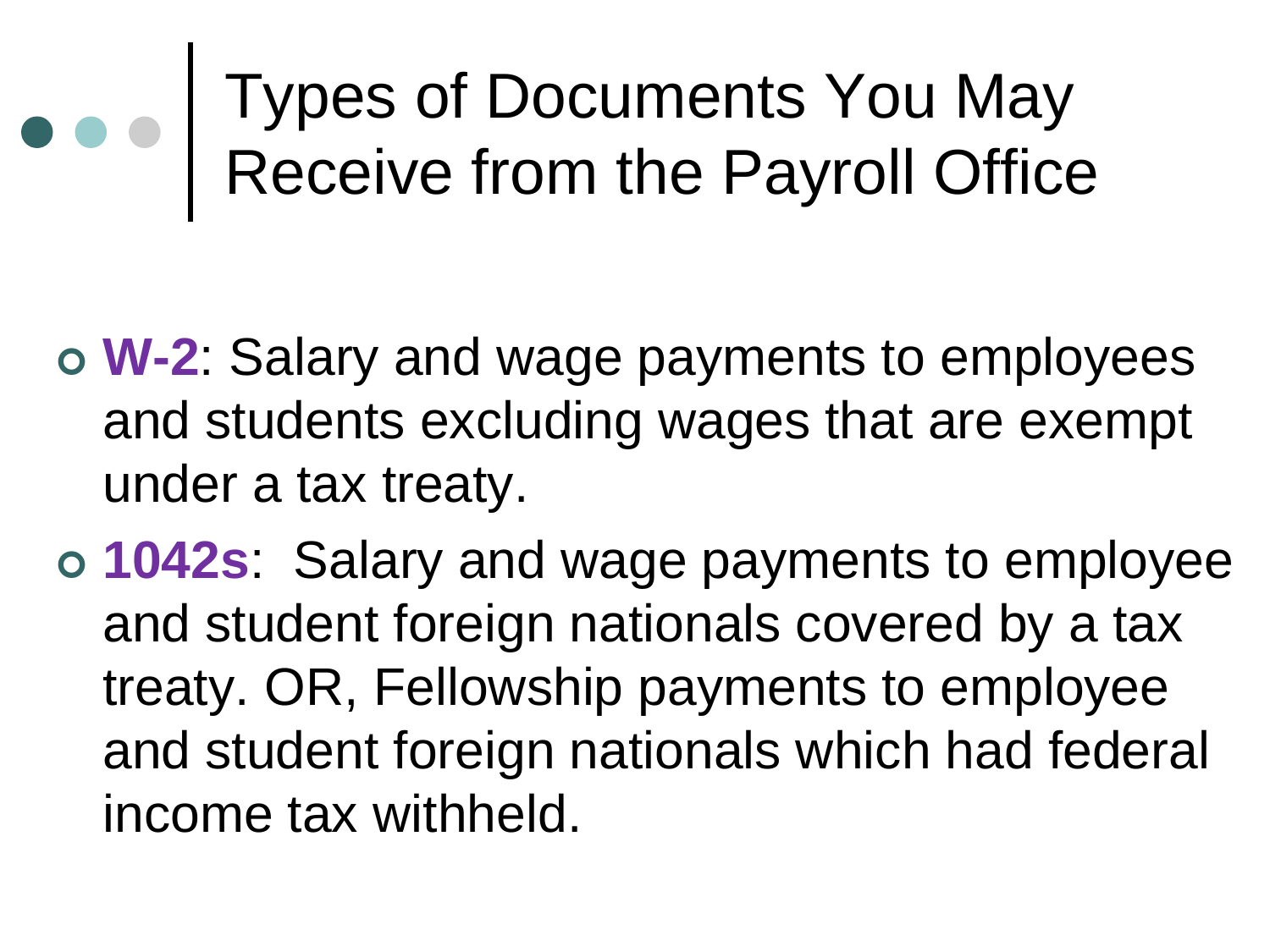# Types of Documents You May Receive from the Payroll Office

- **W-2**: Salary and wage payments to employees and students excluding wages that are exempt under a tax treaty.
- **1042s**: Salary and wage payments to employee and student foreign nationals covered by a tax treaty. OR, Fellowship payments to employee and student foreign nationals which had federal income tax withheld.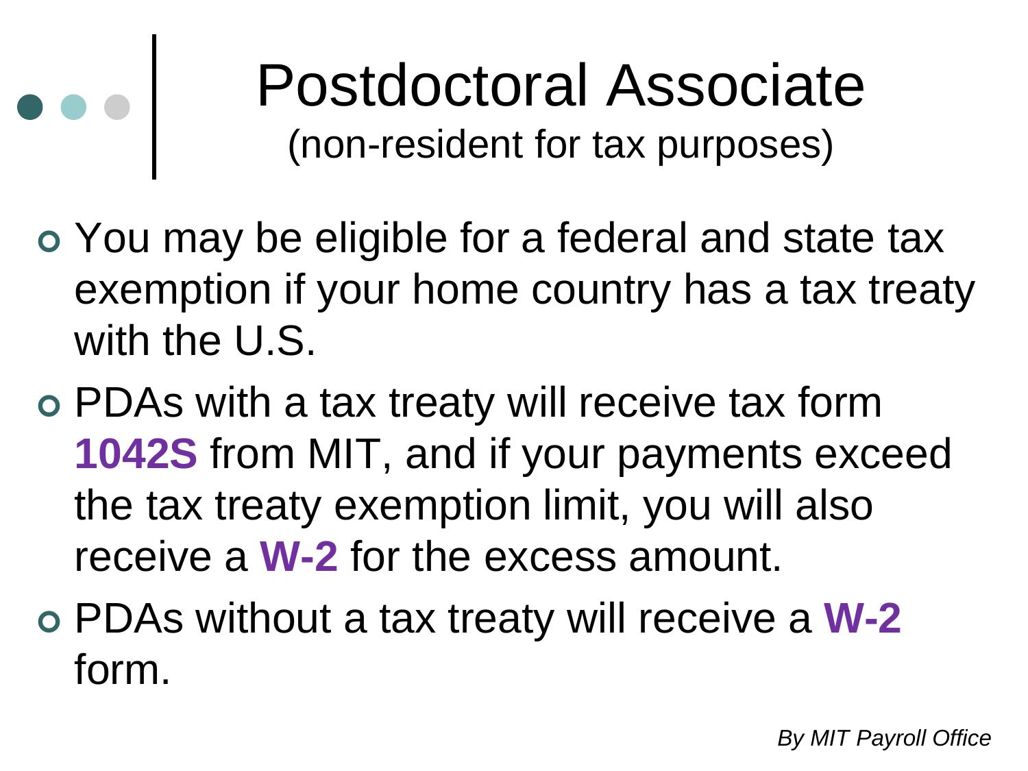# Postdoctoral Associate

(non-resident for tax purposes)

- You may be eligible for a federal and state tax exemption if your home country has a tax treaty with the U.S.
- PDAs with a tax treaty will receive tax form **1042S** from MIT, and if your payments exceed the tax treaty exemption limit, you will also receive a **W-2** for the excess amount.
- PDAs without a tax treaty will receive a **W-2** form.

*By MIT Payroll Office*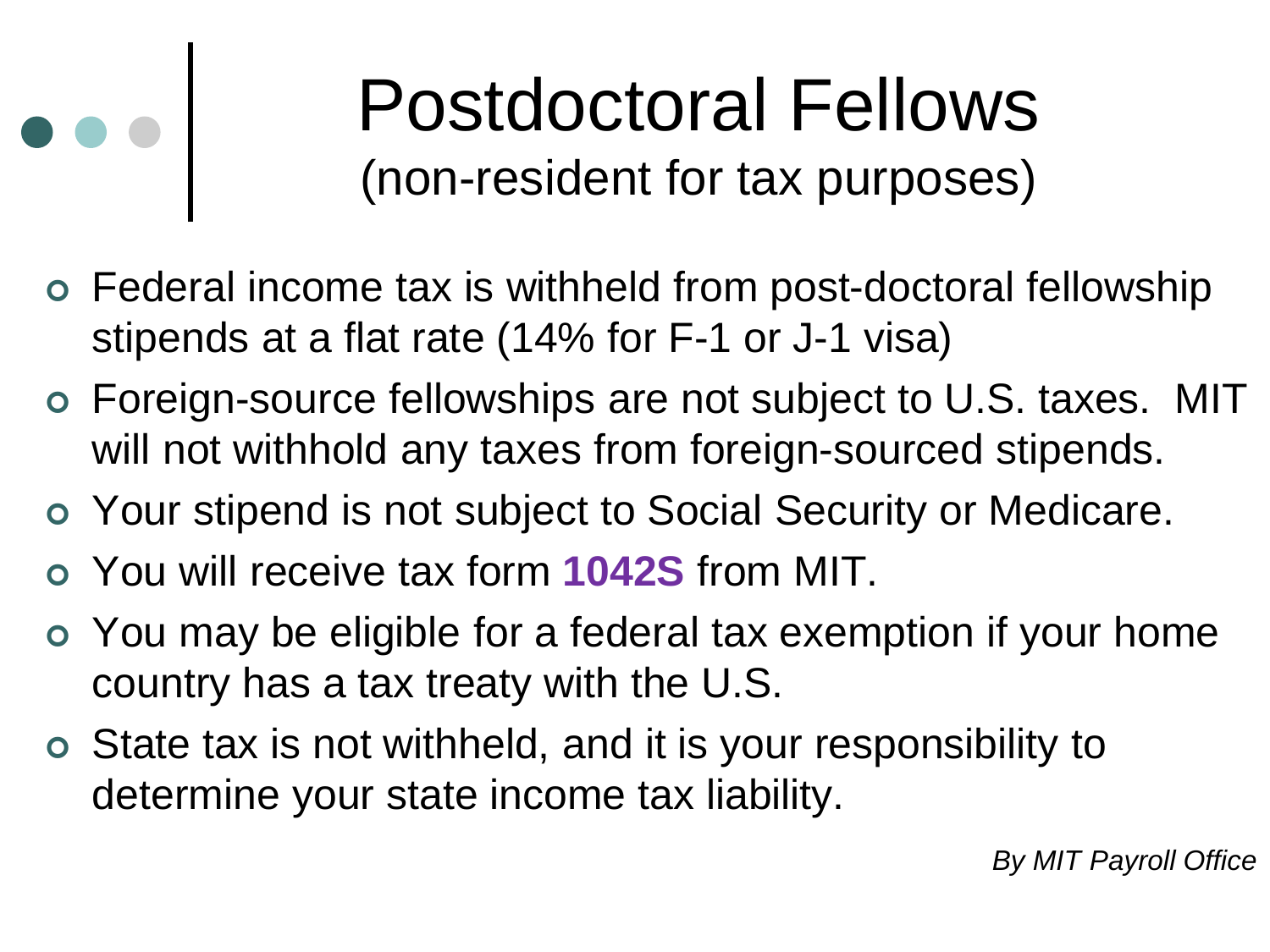# Postdoctoral Fellows
## (non-resident for tax purposes)

- Federal income tax is withheld from post-doctoral fellowship stipends at a flat rate (14% for F-1 or J-1 visa)
- Foreign-source fellowships are not subject to U.S. taxes. MIT will not withhold any taxes from foreign-sourced stipends.
- Your stipend is not subject to Social Security or Medicare.
- You will receive tax form **1042S** from MIT.
- You may be eligible for a federal tax exemption if your home country has a tax treaty with the U.S.
- State tax is not withheld, and it is your responsibility to determine your state income tax liability.

*By MIT Payroll Office*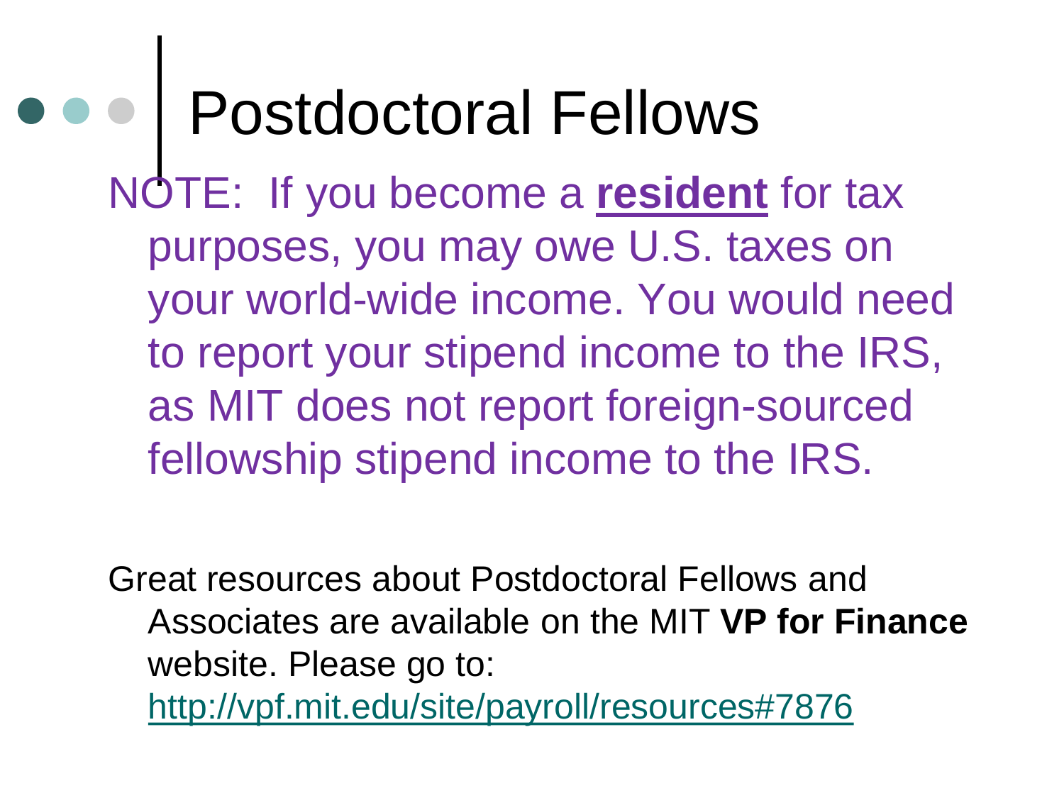# Postdoctoral Fellows

NOTE: If you become a **resident** for tax purposes, you may owe U.S. taxes on your world-wide income. You would need to report your stipend income to the IRS, as MIT does not report foreign-sourced fellowship stipend income to the IRS.

Great resources about Postdoctoral Fellows and Associates are available on the MIT **VP for Finance** website. Please go to: http://vpf.mit.edu/site/payroll/resources#7876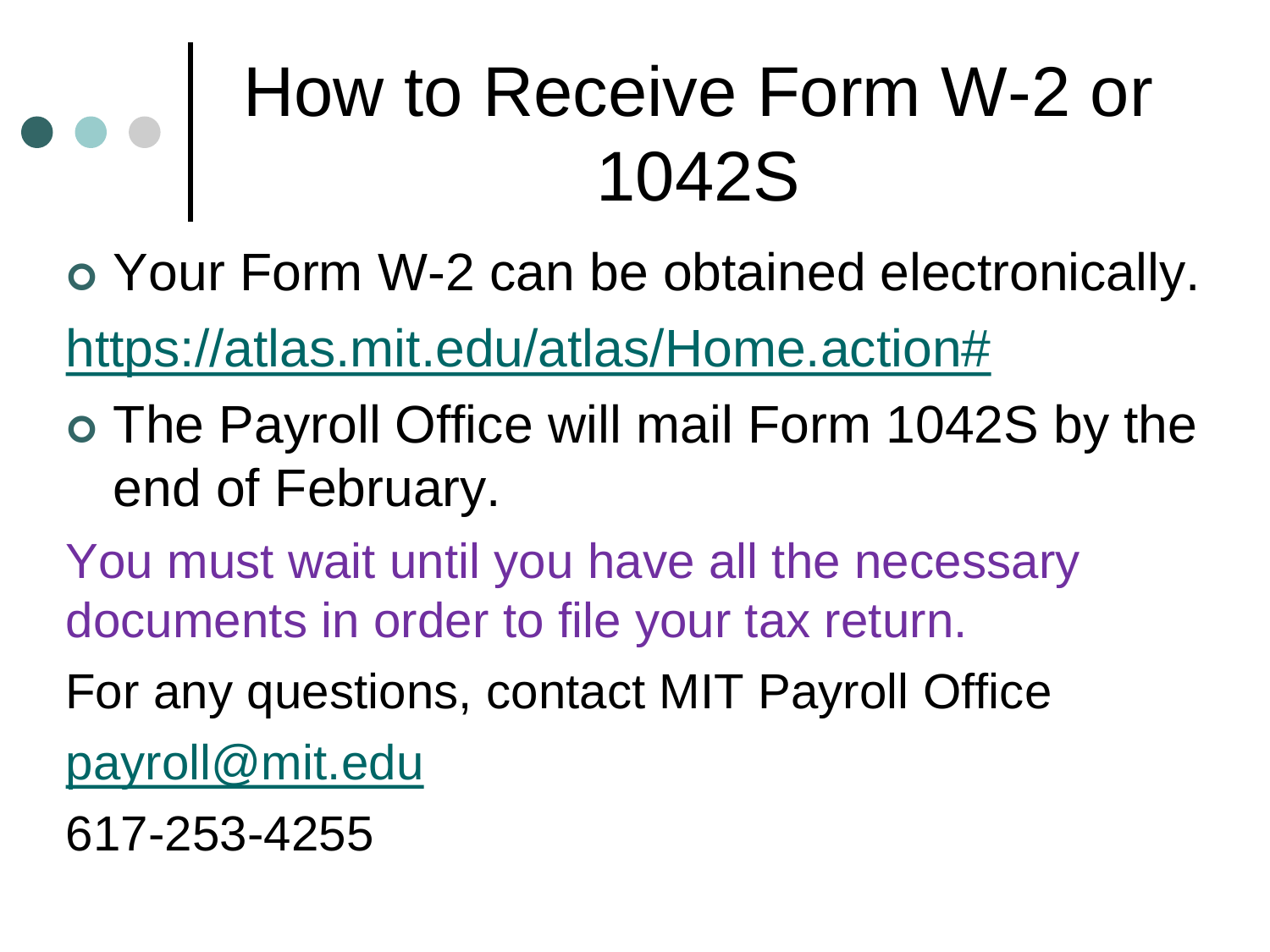# How to Receive Form W-2 or 1042S

- Your Form W-2 can be obtained electronically.

https://atlas.mit.edu/atlas/Home.action#

- The Payroll Office will mail Form 1042S by the end of February.

You must wait until you have all the necessary documents in order to file your tax return.

For any questions, contact MIT Payroll Office

payroll@mit.edu

617-253-4255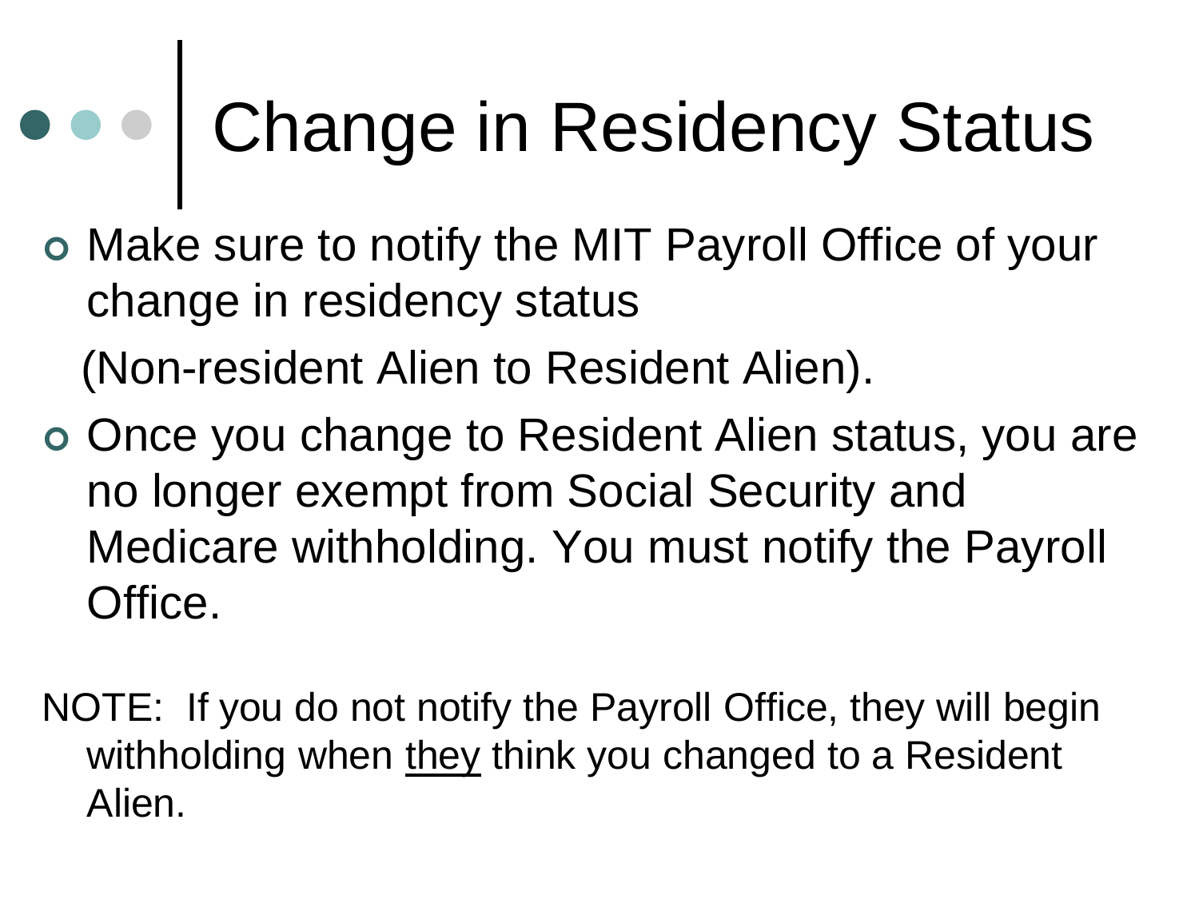# Change in Residency Status

- Make sure to notify the MIT Payroll Office of your change in residency status

  (Non-resident Alien to Resident Alien).

- Once you change to Resident Alien status, you are no longer exempt from Social Security and Medicare withholding. You must notify the Payroll Office.

NOTE: If you do not notify the Payroll Office, they will begin withholding when <u>they</u> think you changed to a Resident Alien.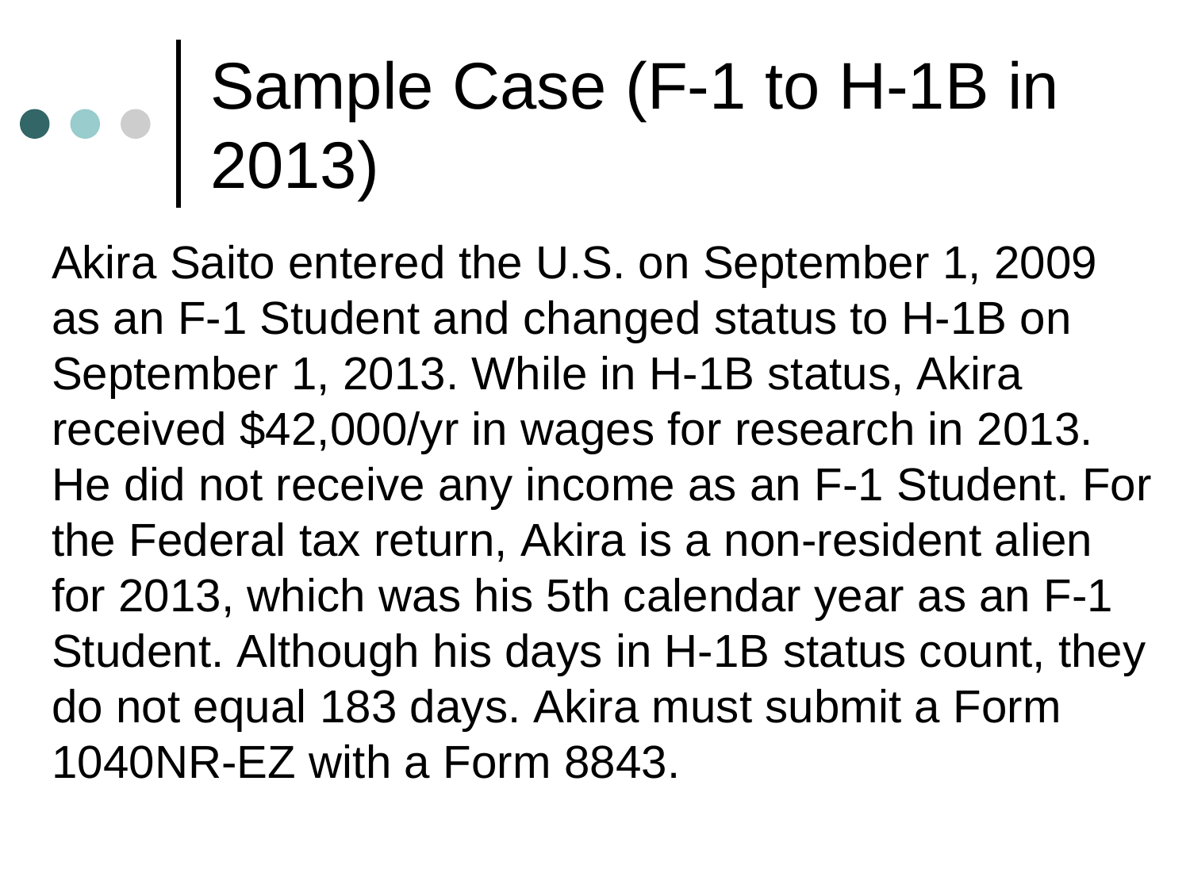# Sample Case (F-1 to H-1B in 2013)

Akira Saito entered the U.S. on September 1, 2009 as an F-1 Student and changed status to H-1B on September 1, 2013. While in H-1B status, Akira received $42,000/yr in wages for research in 2013. He did not receive any income as an F-1 Student. For the Federal tax return, Akira is a non-resident alien for 2013, which was his 5th calendar year as an F-1 Student. Although his days in H-1B status count, they do not equal 183 days. Akira must submit a Form 1040NR-EZ with a Form 8843.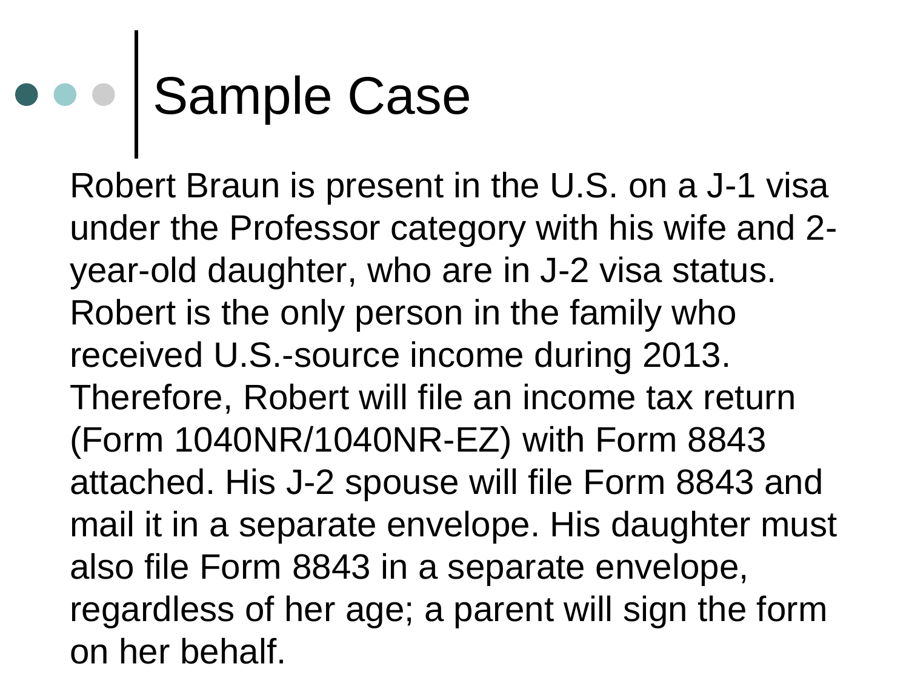# Sample Case

Robert Braun is present in the U.S. on a J-1 visa under the Professor category with his wife and 2-year-old daughter, who are in J-2 visa status. Robert is the only person in the family who received U.S.-source income during 2013. Therefore, Robert will file an income tax return (Form 1040NR/1040NR-EZ) with Form 8843 attached. His J-2 spouse will file Form 8843 and mail it in a separate envelope. His daughter must also file Form 8843 in a separate envelope, regardless of her age; a parent will sign the form on her behalf.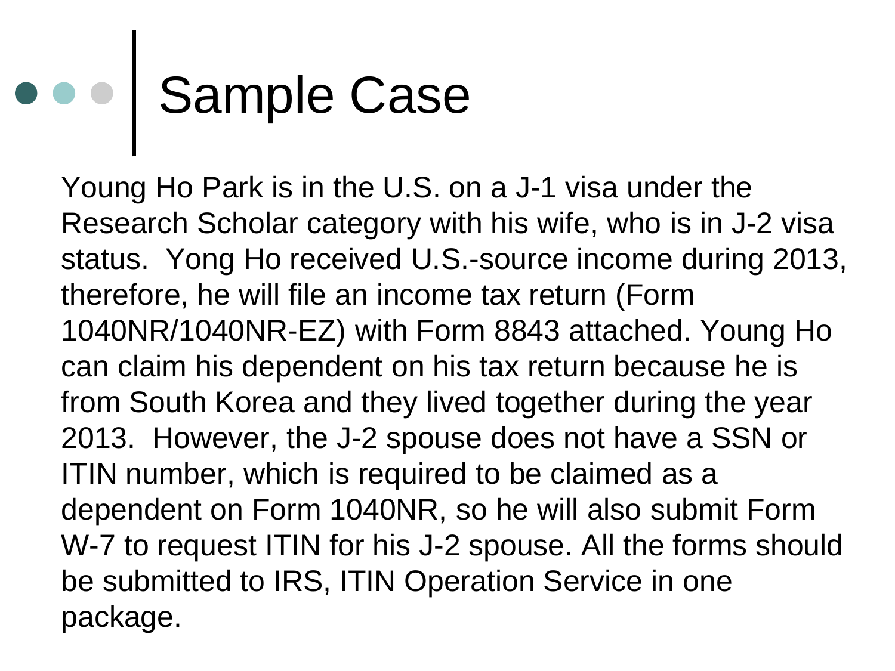# Sample Case

Young Ho Park is in the U.S. on a J-1 visa under the Research Scholar category with his wife, who is in J-2 visa status. Yong Ho received U.S.-source income during 2013, therefore, he will file an income tax return (Form 1040NR/1040NR-EZ) with Form 8843 attached. Young Ho can claim his dependent on his tax return because he is from South Korea and they lived together during the year 2013. However, the J-2 spouse does not have a SSN or ITIN number, which is required to be claimed as a dependent on Form 1040NR, so he will also submit Form W-7 to request ITIN for his J-2 spouse. All the forms should be submitted to IRS, ITIN Operation Service in one package.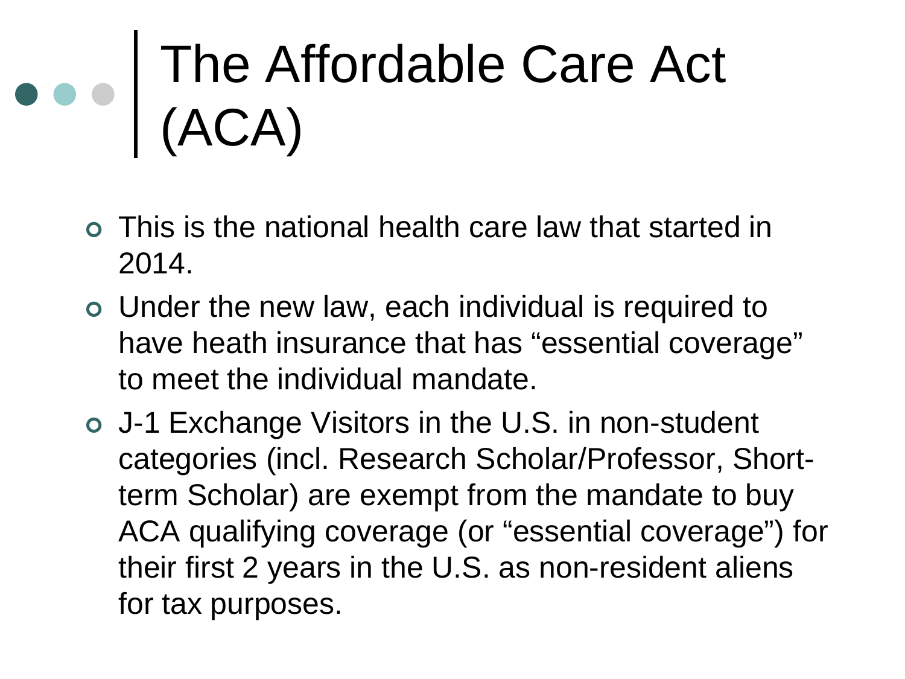# The Affordable Care Act (ACA)

- This is the national health care law that started in 2014.
- Under the new law, each individual is required to have heath insurance that has "essential coverage" to meet the individual mandate.
- J-1 Exchange Visitors in the U.S. in non-student categories (incl. Research Scholar/Professor, Short-term Scholar) are exempt from the mandate to buy ACA qualifying coverage (or "essential coverage") for their first 2 years in the U.S. as non-resident aliens for tax purposes.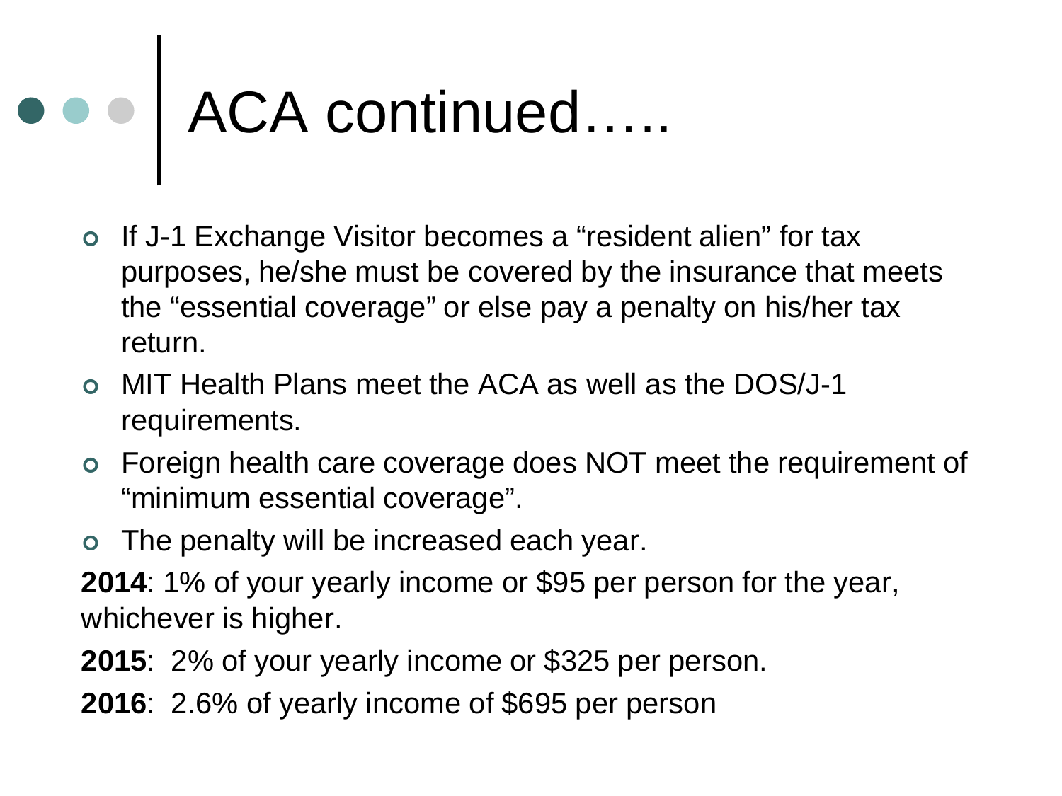# ACA continued…..

- If J-1 Exchange Visitor becomes a "resident alien" for tax purposes, he/she must be covered by the insurance that meets the "essential coverage" or else pay a penalty on his/her tax return.
- MIT Health Plans meet the ACA as well as the DOS/J-1 requirements.
- Foreign health care coverage does NOT meet the requirement of "minimum essential coverage".
- The penalty will be increased each year.

**2014**: 1% of your yearly income or $95 per person for the year, whichever is higher.

**2015**: 2% of your yearly income or $325 per person.

**2016**: 2.6% of yearly income of $695 per person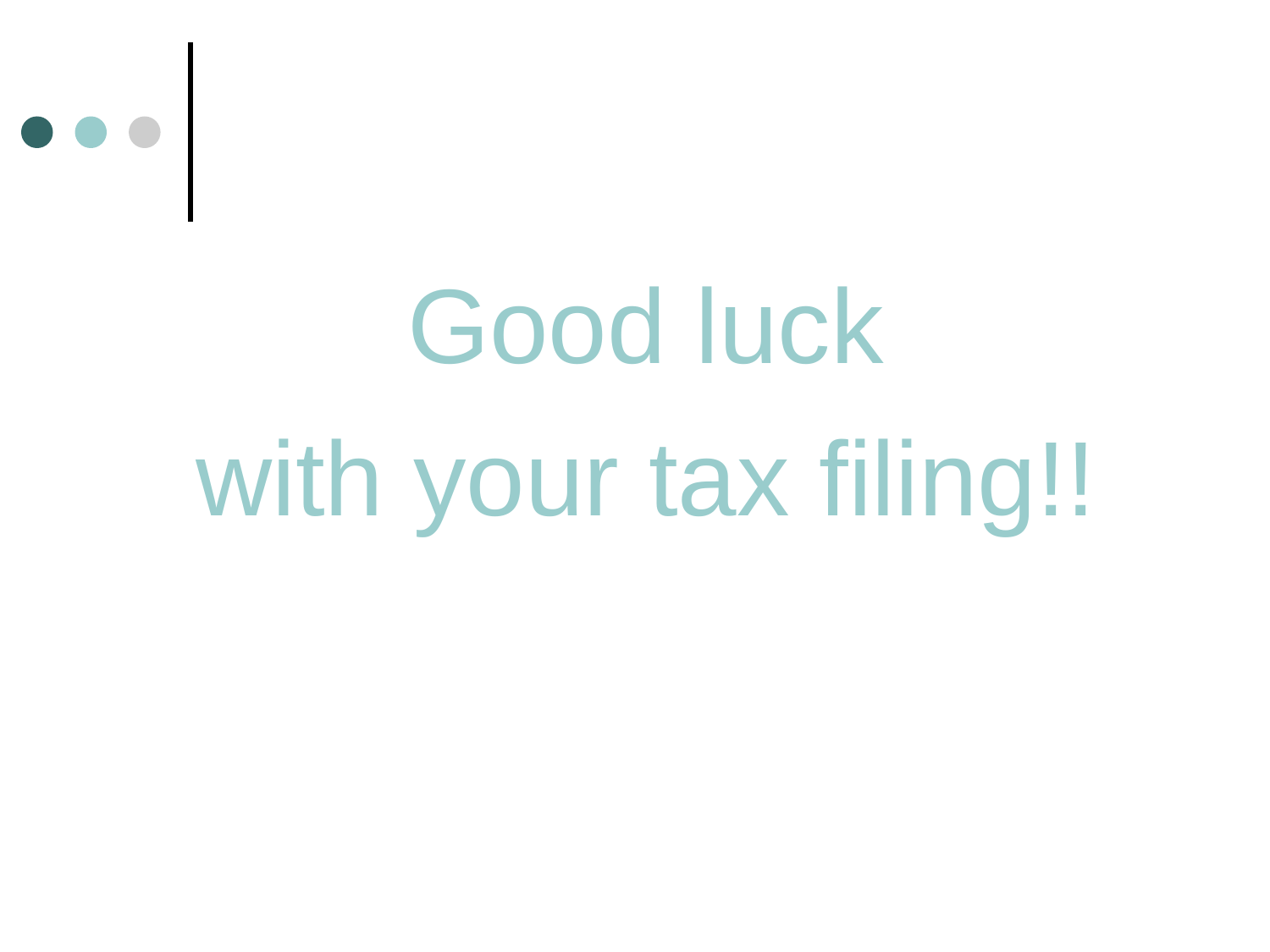Good luck

with your tax filing!!